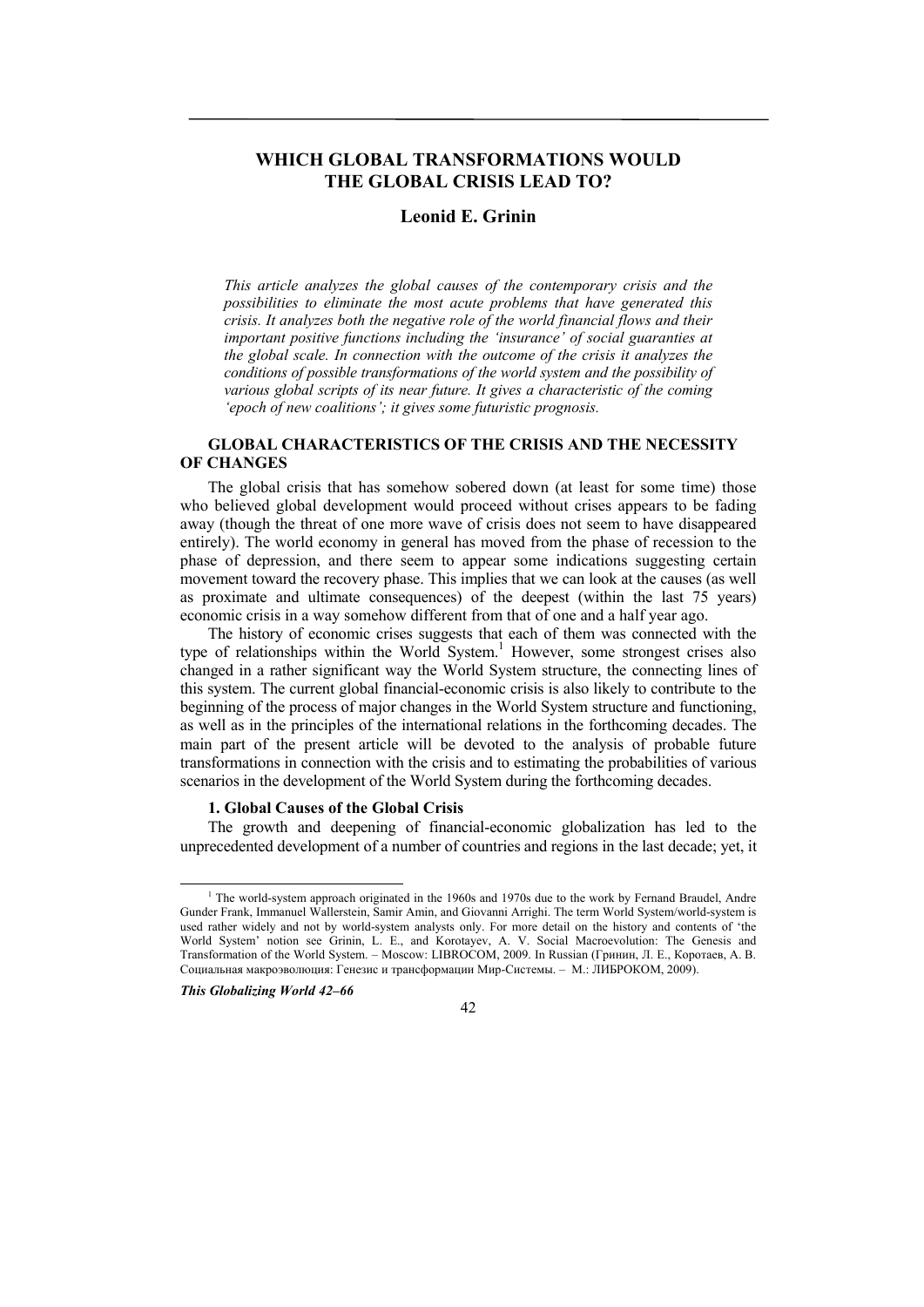# WHICH GLOBAL TRANSFORMATIONS WOULD THE GLOBAL CRISIS LEAD TO?

## Leonid E. Grinin

*This article analyzes the global causes of the contemporary crisis and the possibilities to eliminate the most acute problems that have generated this crisis. It analyzes both the negative role of the world financial flows and their important positive functions including the 'insurance' of social guaranties at the global scale. In connection with the outcome of the crisis it analyzes the conditions of possible transformations of the world system and the possibility of various global scripts of its near future. It gives a characteristic of the coming 'epoch of new coalitions'; it gives some futuristic prognosis.*

### GLOBAL CHARACTERISTICS OF THE CRISIS AND THE NECESSITY OF CHANGES

The global crisis that has somehow sobered down (at least for some time) those who believed global development would proceed without crises appears to be fading away (though the threat of one more wave of crisis does not seem to have disappeared entirely). The world economy in general has moved from the phase of recession to the phase of depression, and there seem to appear some indications suggesting certain movement toward the recovery phase. This implies that we can look at the causes (as well as proximate and ultimate consequences) of the deepest (within the last 75 years) economic crisis in a way somehow different from that of one and a half year ago.

The history of economic crises suggests that each of them was connected with the type of relationships within the World System.[1] However, some strongest crises also changed in a rather significant way the World System structure, the connecting lines of this system. The current global financial-economic crisis is also likely to contribute to the beginning of the process of major changes in the World System structure and functioning, as well as in the principles of the international relations in the forthcoming decades. The main part of the present article will be devoted to the analysis of probable future transformations in connection with the crisis and to estimating the probabilities of various scenarios in the development of the World System during the forthcoming decades.

#### 1. Global Causes of the Global Crisis

The growth and deepening of financial-economic globalization has led to the unprecedented development of a number of countries and regions in the last decade; yet, it

---

[1] The world-system approach originated in the 1960s and 1970s due to the work by Fernand Braudel, Andre Gunder Frank, Immanuel Wallerstein, Samir Amin, and Giovanni Arrighi. The term World System/world-system is used rather widely and not by world-system analysts only. For more detail on the history and contents of 'the World System' notion see Grinin, L. E., and Korotayev, A. V. Social Macroevolution: The Genesis and Transformation of the World System. – Moscow: LIBROCOM, 2009. In Russian (Гринин, Л. Е., Коротаев, А. В. Социальная макроэволюция: Генезис и трансформации Мир-Системы. – М.: ЛИБРОКОМ, 2009).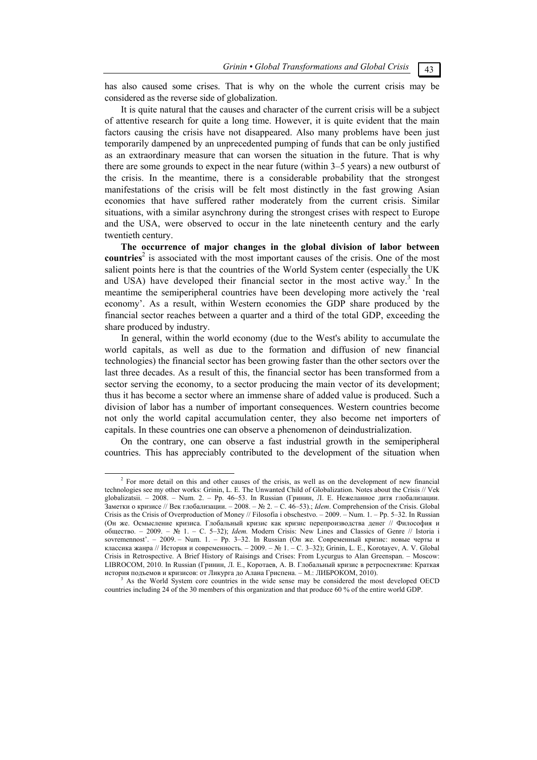has also caused some crises. That is why on the whole the current crisis may be considered as the reverse side of globalization.

It is quite natural that the causes and character of the current crisis will be a subject of attentive research for quite a long time. However, it is quite evident that the main factors causing the crisis have not disappeared. Also many problems have been just temporarily dampened by an unprecedented pumping of funds that can be only justified as an extraordinary measure that can worsen the situation in the future. That is why there are some grounds to expect in the near future (within 3–5 years) a new outburst of the crisis. In the meantime, there is a considerable probability that the strongest manifestations of the crisis will be felt most distinctly in the fast growing Asian economies that have suffered rather moderately from the current crisis. Similar situations, with a similar asynchrony during the strongest crises with respect to Europe and the USA, were observed to occur in the late nineteenth century and the early twentieth century.

**The occurrence of major changes in the global division of labor between countries**[2] is associated with the most important causes of the crisis. One of the most salient points here is that the countries of the World System center (especially the UK and USA) have developed their financial sector in the most active way.[3] In the meantime the semiperipheral countries have been developing more actively the 'real economy'. As a result, within Western economies the GDP share produced by the financial sector reaches between a quarter and a third of the total GDP, exceeding the share produced by industry.

In general, within the world economy (due to the West's ability to accumulate the world capitals, as well as due to the formation and diffusion of new financial technologies) the financial sector has been growing faster than the other sectors over the last three decades. As a result of this, the financial sector has been transformed from a sector serving the economy, to a sector producing the main vector of its development; thus it has become a sector where an immense share of added value is produced. Such a division of labor has a number of important consequences. Western countries become not only the world capital accumulation center, they also become net importers of capitals. In these countries one can observe a phenomenon of deindustrialization.

On the contrary, one can observe a fast industrial growth in the semiperipheral countries. This has appreciably contributed to the development of the situation when

---

[2] For more detail on this and other causes of the crisis, as well as on the development of new financial technologies see my other works: Grinin, L. E. The Unwanted Child of Globalization. Notes about the Crisis // Vek globalizatsii. – 2008. – Num. 2. – Pp. 46–53. In Russian (Гринин, Л. Е. Нежеланное дитя глобализации. Заметки о кризисе // Век глобализации. – 2008. – № 2. – С. 46–53).; *Idem*. Comprehension of the Crisis. Global Crisis as the Crisis of Overproduction of Money // Filosofia i obschestvo. – 2009. – Num. 1. – Pp. 5–32. In Russian (Он же. Осмысление кризиса. Глобальный кризис как кризис перепроизводства денег // Философия и общество. – 2009. – № 1. – С. 5–32); *Idem.* Modern Crisis: New Lines and Classics of Genre // Istoria i sovremennost'. – 2009. – Num. 1. – Pp. 3–32. In Russian (Он же. Современный кризис: новые черты и классика жанра // История и современность. – 2009. – № 1. – С. 3–32); Grinin, L. E., Korotayev, A. V. Global Crisis in Retrospective. A Brief History of Raisings and Crises: From Lycurgus to Alan Greenspan. – Moscow: LIBROCOM, 2010. In Russian (Гринин, Л. Е., Коротаев, А. В. Глобальный кризис в ретроспективе: Краткая история подъемов и кризисов: от Ликурга до Алана Гриспена. – М.: ЛИБРОКОМ, 2010).

[3] As the World System core countries in the wide sense may be considered the most developed OECD countries including 24 of the 30 members of this organization and that produce 60 % of the entire world GDP.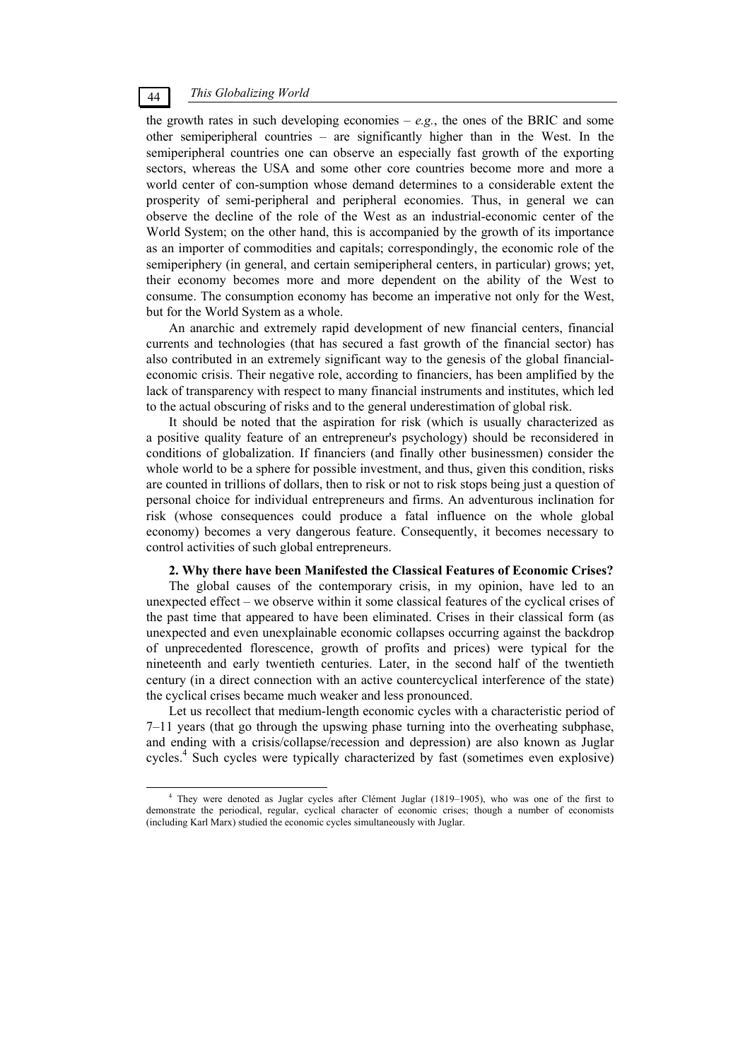the growth rates in such developing economies – *e.g.*, the ones of the BRIC and some other semiperipheral countries – are significantly higher than in the West. In the semiperipheral countries one can observe an especially fast growth of the exporting sectors, whereas the USA and some other core countries become more and more a world center of con-sumption whose demand determines to a considerable extent the prosperity of semi-peripheral and peripheral economies. Thus, in general we can observe the decline of the role of the West as an industrial-economic center of the World System; on the other hand, this is accompanied by the growth of its importance as an importer of commodities and capitals; correspondingly, the economic role of the semiperiphery (in general, and certain semiperipheral centers, in particular) grows; yet, their economy becomes more and more dependent on the ability of the West to consume. The consumption economy has become an imperative not only for the West, but for the World System as a whole.

An anarchic and extremely rapid development of new financial centers, financial currents and technologies (that has secured a fast growth of the financial sector) has also contributed in an extremely significant way to the genesis of the global financial-economic crisis. Their negative role, according to financiers, has been amplified by the lack of transparency with respect to many financial instruments and institutes, which led to the actual obscuring of risks and to the general underestimation of global risk.

It should be noted that the aspiration for risk (which is usually characterized as a positive quality feature of an entrepreneur's psychology) should be reconsidered in conditions of globalization. If financiers (and finally other businessmen) consider the whole world to be a sphere for possible investment, and thus, given this condition, risks are counted in trillions of dollars, then to risk or not to risk stops being just a question of personal choice for individual entrepreneurs and firms. An adventurous inclination for risk (whose consequences could produce a fatal influence on the whole global economy) becomes a very dangerous feature. Consequently, it becomes necessary to control activities of such global entrepreneurs.

## 2. Why there have been Manifested the Classical Features of Economic Crises?

The global causes of the contemporary crisis, in my opinion, have led to an unexpected effect – we observe within it some classical features of the cyclical crises of the past time that appeared to have been eliminated. Crises in their classical form (as unexpected and even unexplainable economic collapses occurring against the backdrop of unprecedented florescence, growth of profits and prices) were typical for the nineteenth and early twentieth centuries. Later, in the second half of the twentieth century (in a direct connection with an active countercyclical interference of the state) the cyclical crises became much weaker and less pronounced.

Let us recollect that medium-length economic cycles with a characteristic period of 7–11 years (that go through the upswing phase turning into the overheating subphase, and ending with a crisis/collapse/recession and depression) are also known as Juglar cycles.[4] Such cycles were typically characterized by fast (sometimes even explosive)

---

[4] They were denoted as Juglar cycles after Clément Juglar (1819–1905), who was one of the first to demonstrate the periodical, regular, cyclical character of economic crises; though a number of economists (including Karl Marx) studied the economic cycles simultaneously with Juglar.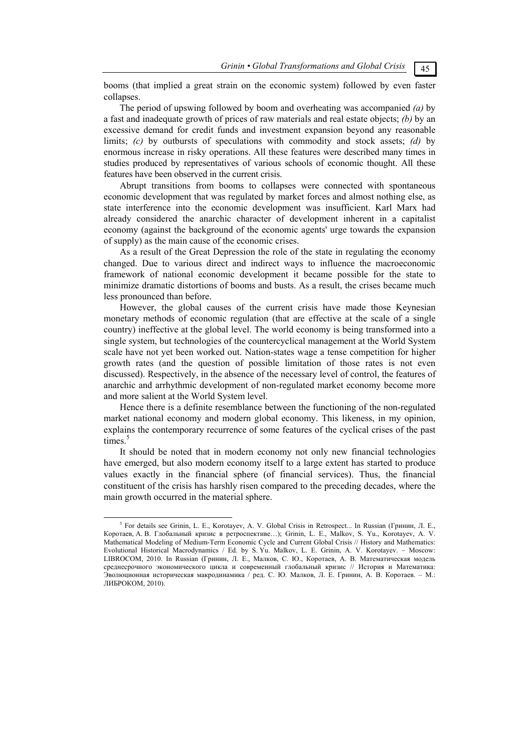booms (that implied a great strain on the economic system) followed by even faster collapses.

The period of upswing followed by boom and overheating was accompanied *(a)* by a fast and inadequate growth of prices of raw materials and real estate objects; *(b)* by an excessive demand for credit funds and investment expansion beyond any reasonable limits; *(c)* by outbursts of speculations with commodity and stock assets; *(d)* by enormous increase in risky operations. All these features were described many times in studies produced by representatives of various schools of economic thought. All these features have been observed in the current crisis.

Abrupt transitions from booms to collapses were connected with spontaneous economic development that was regulated by market forces and almost nothing else, as state interference into the economic development was insufficient. Karl Marx had already considered the anarchic character of development inherent in a capitalist economy (against the background of the economic agents' urge towards the expansion of supply) as the main cause of the economic crises.

As a result of the Great Depression the role of the state in regulating the economy changed. Due to various direct and indirect ways to influence the macroeconomic framework of national economic development it became possible for the state to minimize dramatic distortions of booms and busts. As a result, the crises became much less pronounced than before.

However, the global causes of the current crisis have made those Keynesian monetary methods of economic regulation (that are effective at the scale of a single country) ineffective at the global level. The world economy is being transformed into a single system, but technologies of the countercyclical management at the World System scale have not yet been worked out. Nation-states wage a tense competition for higher growth rates (and the question of possible limitation of those rates is not even discussed). Respectively, in the absence of the necessary level of control, the features of anarchic and arrhythmic development of non-regulated market economy become more and more salient at the World System level.

Hence there is a definite resemblance between the functioning of the non-regulated market national economy and modern global economy. This likeness, in my opinion, explains the contemporary recurrence of some features of the cyclical crises of the past times.[5]

It should be noted that in modern economy not only new financial technologies have emerged, but also modern economy itself to a large extent has started to produce values exactly in the financial sphere (of financial services). Thus, the financial constituent of the crisis has harshly risen compared to the preceding decades, where the main growth occurred in the material sphere.

---

[5] For details see Grinin, L. E., Korotayev, A. V. Global Crisis in Retrospect... In Russian (Гринин, Л. Е., Коротаев, А. В. Глобальный кризис в ретроспективе…); Grinin, L. E., Malkov, S. Yu., Korotayev, A. V. Mathematical Modeling of Medium-Term Economic Cycle and Current Global Crisis // History and Mathematics: Evolutional Historical Macrodynamics / Ed. by S. Yu. Malkov, L. E. Grinin, A. V. Korotayev. – Moscow: LIBROCOM, 2010. In Russian (Гринин, Л. Е., Малков, С. Ю., Коротаев, А. В. Математическая модель среднесрочного экономического цикла и современный глобальный кризис // История и Математика: Эволюционная историческая макродинамика / ред. С. Ю. Малков, Л. Е. Гринин, А. В. Коротаев. – М.: ЛИБРОКОМ, 2010).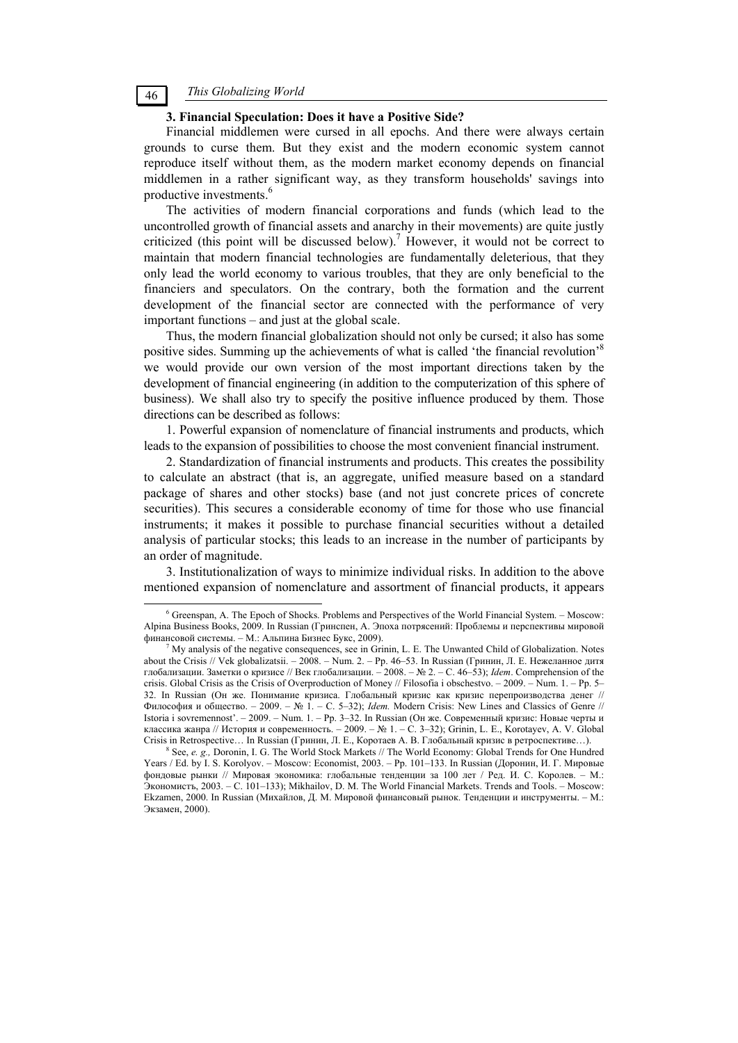### 3. Financial Speculation: Does it have a Positive Side?

Financial middlemen were cursed in all epochs. And there were always certain grounds to curse them. But they exist and the modern economic system cannot reproduce itself without them, as the modern market economy depends on financial middlemen in a rather significant way, as they transform households' savings into productive investments.[6]

The activities of modern financial corporations and funds (which lead to the uncontrolled growth of financial assets and anarchy in their movements) are quite justly criticized (this point will be discussed below).[7] However, it would not be correct to maintain that modern financial technologies are fundamentally deleterious, that they only lead the world economy to various troubles, that they are only beneficial to the financiers and speculators. On the contrary, both the formation and the current development of the financial sector are connected with the performance of very important functions – and just at the global scale.

Thus, the modern financial globalization should not only be cursed; it also has some positive sides. Summing up the achievements of what is called 'the financial revolution'[8] we would provide our own version of the most important directions taken by the development of financial engineering (in addition to the computerization of this sphere of business). We shall also try to specify the positive influence produced by them. Those directions can be described as follows:

1. Powerful expansion of nomenclature of financial instruments and products, which leads to the expansion of possibilities to choose the most convenient financial instrument.

2. Standardization of financial instruments and products. This creates the possibility to calculate an abstract (that is, an aggregate, unified measure based on a standard package of shares and other stocks) base (and not just concrete prices of concrete securities). This secures a considerable economy of time for those who use financial instruments; it makes it possible to purchase financial securities without a detailed analysis of particular stocks; this leads to an increase in the number of participants by an order of magnitude.

3. Institutionalization of ways to minimize individual risks. In addition to the above mentioned expansion of nomenclature and assortment of financial products, it appears

---

[6] Greenspan, A. The Epoch of Shocks. Problems and Perspectives of the World Financial System. – Moscow: Alpina Business Books, 2009. In Russian (Гринспен, А. Эпоха потрясений: Проблемы и перспективы мировой финансовой системы. – М.: Альпина Бизнес Букс, 2009).

[7] My analysis of the negative consequences, see in Grinin, L. E. The Unwanted Child of Globalization. Notes about the Crisis // Vek globalizatsii. – 2008. – Num. 2. – Pp. 46–53. In Russian (Гринин, Л. Е. Нежеланное дитя глобализации. Заметки о кризисе // Век глобализации. – 2008. – № 2. – С. 46–53); *Idem*. Comprehension of the crisis. Global Crisis as the Crisis of Overproduction of Money // Filosofia i obschestvo. – 2009. – Num. 1. – Pp. 5–32. In Russian (Он же. Понимание кризиса. Глобальный кризис как кризис перепроизводства денег // Философия и общество. – 2009. – № 1. – С. 5–32); *Idem.* Modern Crisis: New Lines and Classics of Genre // Istoria i sovremennost'. – 2009. – Num. 1. – Pp. 3–32. In Russian (Он же. Современный кризис: Новые черты и классика жанра // История и современность. – 2009. – № 1. – С. 3–32); Grinin, L. E., Korotayev, A. V. Global Crisis in Retrospective… In Russian (Гринин, Л. Е., Коротаев А. В. Глобальный кризис в ретроспективе…).

[8] See, *e. g.,* Doronin, I. G. The World Stock Markets // The World Economy: Global Trends for One Hundred Years / Ed. by I. S. Korolyov. – Moscow: Economist, 2003. – Pp. 101–133. In Russian (Доронин, И. Г. Мировые фондовые рынки // Мировая экономика: глобальные тенденции за 100 лет / Ред. И. С. Королев. – М.: Экономисть, 2003. – С. 101–133); Mikhailov, D. M. The World Financial Markets. Trends and Tools. – Moscow: Ekzamen, 2000. In Russian (Михайлов, Д. М. Мировой финансовый рынок. Тенденции и инструменты. – М.: Экзамен, 2000).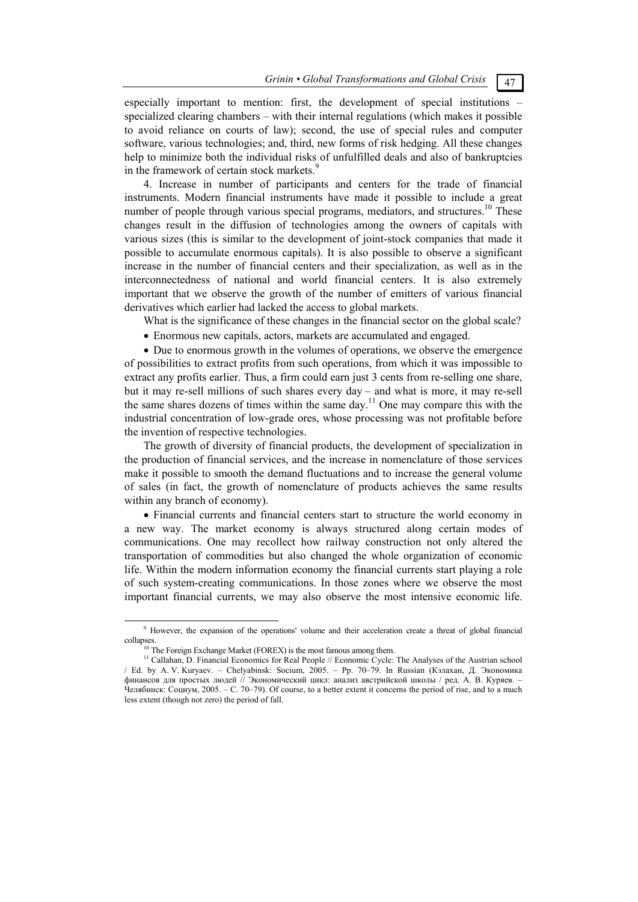especially important to mention: first, the development of special institutions – specialized clearing chambers – with their internal regulations (which makes it possible to avoid reliance on courts of law); second, the use of special rules and computer software, various technologies; and, third, new forms of risk hedging. All these changes help to minimize both the individual risks of unfulfilled deals and also of bankruptcies in the framework of certain stock markets.[9]

4. Increase in number of participants and centers for the trade of financial instruments. Modern financial instruments have made it possible to include a great number of people through various special programs, mediators, and structures.[10] These changes result in the diffusion of technologies among the owners of capitals with various sizes (this is similar to the development of joint-stock companies that made it possible to accumulate enormous capitals). It is also possible to observe a significant increase in the number of financial centers and their specialization, as well as in the interconnectedness of national and world financial centers. It is also extremely important that we observe the growth of the number of emitters of various financial derivatives which earlier had lacked the access to global markets.

What is the significance of these changes in the financial sector on the global scale?

- Enormous new capitals, actors, markets are accumulated and engaged.

- Due to enormous growth in the volumes of operations, we observe the emergence of possibilities to extract profits from such operations, from which it was impossible to extract any profits earlier. Thus, a firm could earn just 3 cents from re-selling one share, but it may re-sell millions of such shares every day – and what is more, it may re-sell the same shares dozens of times within the same day.[11] One may compare this with the industrial concentration of low-grade ores, whose processing was not profitable before the invention of respective technologies.

The growth of diversity of financial products, the development of specialization in the production of financial services, and the increase in nomenclature of those services make it possible to smooth the demand fluctuations and to increase the general volume of sales (in fact, the growth of nomenclature of products achieves the same results within any branch of economy).

- Financial currents and financial centers start to structure the world economy in a new way. The market economy is always structured along certain modes of communications. One may recollect how railway construction not only altered the transportation of commodities but also changed the whole organization of economic life. Within the modern information economy the financial currents start playing a role of such system-creating communications. In those zones where we observe the most important financial currents, we may also observe the most intensive economic life.

---

[9] However, the expansion of the operations' volume and their acceleration create a threat of global financial collapses.

[10] The Foreign Exchange Market (FOREX) is the most famous among them.

[11] Callahan, D. Financial Economics for Real People // Economic Cycle: The Analyses of the Austrian school / Ed. by A. V. Kuryaev. – Chelyabinsk: Socium, 2005. – Pp. 70–79. In Russian (Кэлахан, Д. Экономика финансов для простых людей // Экономический цикл: анализ австрийской школы / ред. А. В. Куряев. – Челябинск: Социум, 2005. – С. 70–79). Of course, to a better extent it concerns the period of rise, and to a much less extent (though not zero) the period of fall.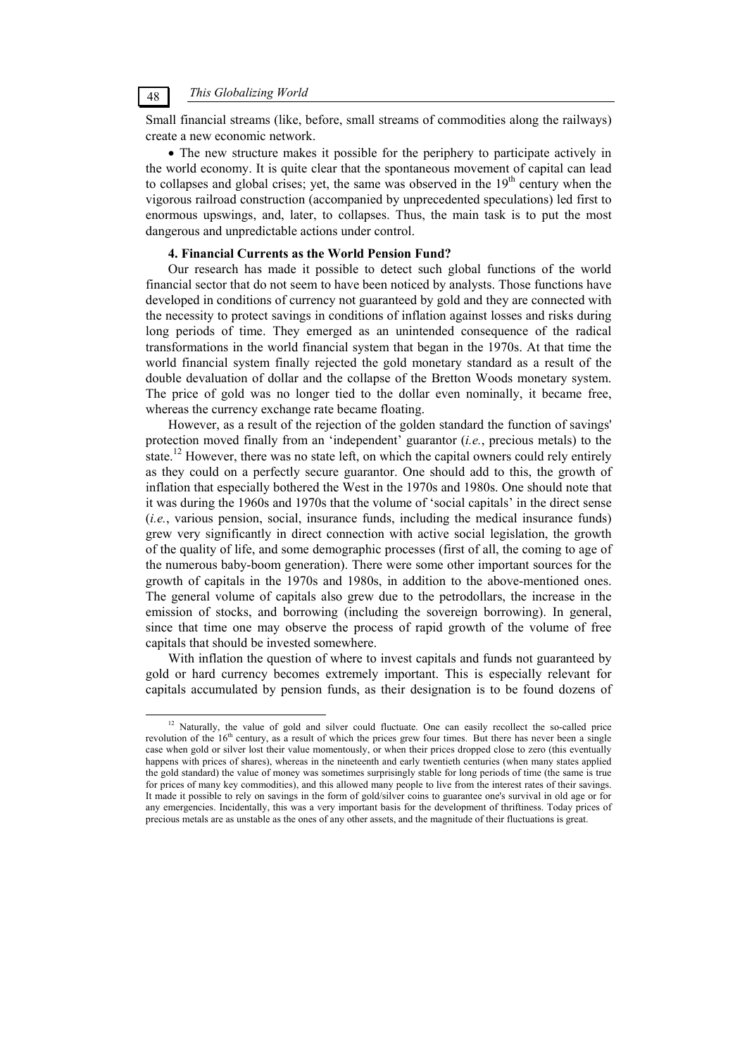Small financial streams (like, before, small streams of commodities along the railways) create a new economic network.

- The new structure makes it possible for the periphery to participate actively in the world economy. It is quite clear that the spontaneous movement of capital can lead to collapses and global crises; yet, the same was observed in the 19th century when the vigorous railroad construction (accompanied by unprecedented speculations) led first to enormous upswings, and, later, to collapses. Thus, the main task is to put the most dangerous and unpredictable actions under control.

### 4. Financial Currents as the World Pension Fund?

Our research has made it possible to detect such global functions of the world financial sector that do not seem to have been noticed by analysts. Those functions have developed in conditions of currency not guaranteed by gold and they are connected with the necessity to protect savings in conditions of inflation against losses and risks during long periods of time. They emerged as an unintended consequence of the radical transformations in the world financial system that began in the 1970s. At that time the world financial system finally rejected the gold monetary standard as a result of the double devaluation of dollar and the collapse of the Bretton Woods monetary system. The price of gold was no longer tied to the dollar even nominally, it became free, whereas the currency exchange rate became floating.

However, as a result of the rejection of the golden standard the function of savings' protection moved finally from an 'independent' guarantor (*i.e.*, precious metals) to the state.[12] However, there was no state left, on which the capital owners could rely entirely as they could on a perfectly secure guarantor. One should add to this, the growth of inflation that especially bothered the West in the 1970s and 1980s. One should note that it was during the 1960s and 1970s that the volume of 'social capitals' in the direct sense (*i.e.*, various pension, social, insurance funds, including the medical insurance funds) grew very significantly in direct connection with active social legislation, the growth of the quality of life, and some demographic processes (first of all, the coming to age of the numerous baby-boom generation). There were some other important sources for the growth of capitals in the 1970s and 1980s, in addition to the above-mentioned ones. The general volume of capitals also grew due to the petrodollars, the increase in the emission of stocks, and borrowing (including the sovereign borrowing). In general, since that time one may observe the process of rapid growth of the volume of free capitals that should be invested somewhere.

With inflation the question of where to invest capitals and funds not guaranteed by gold or hard currency becomes extremely important. This is especially relevant for capitals accumulated by pension funds, as their designation is to be found dozens of

---

[12] Naturally, the value of gold and silver could fluctuate. One can easily recollect the so-called price revolution of the 16th century, as a result of which the prices grew four times. But there has never been a single case when gold or silver lost their value momentously, or when their prices dropped close to zero (this eventually happens with prices of shares), whereas in the nineteenth and early twentieth centuries (when many states applied the gold standard) the value of money was sometimes surprisingly stable for long periods of time (the same is true for prices of many key commodities), and this allowed many people to live from the interest rates of their savings. It made it possible to rely on savings in the form of gold/silver coins to guarantee one's survival in old age or for any emergencies. Incidentally, this was a very important basis for the development of thriftiness. Today prices of precious metals are as unstable as the ones of any other assets, and the magnitude of their fluctuations is great.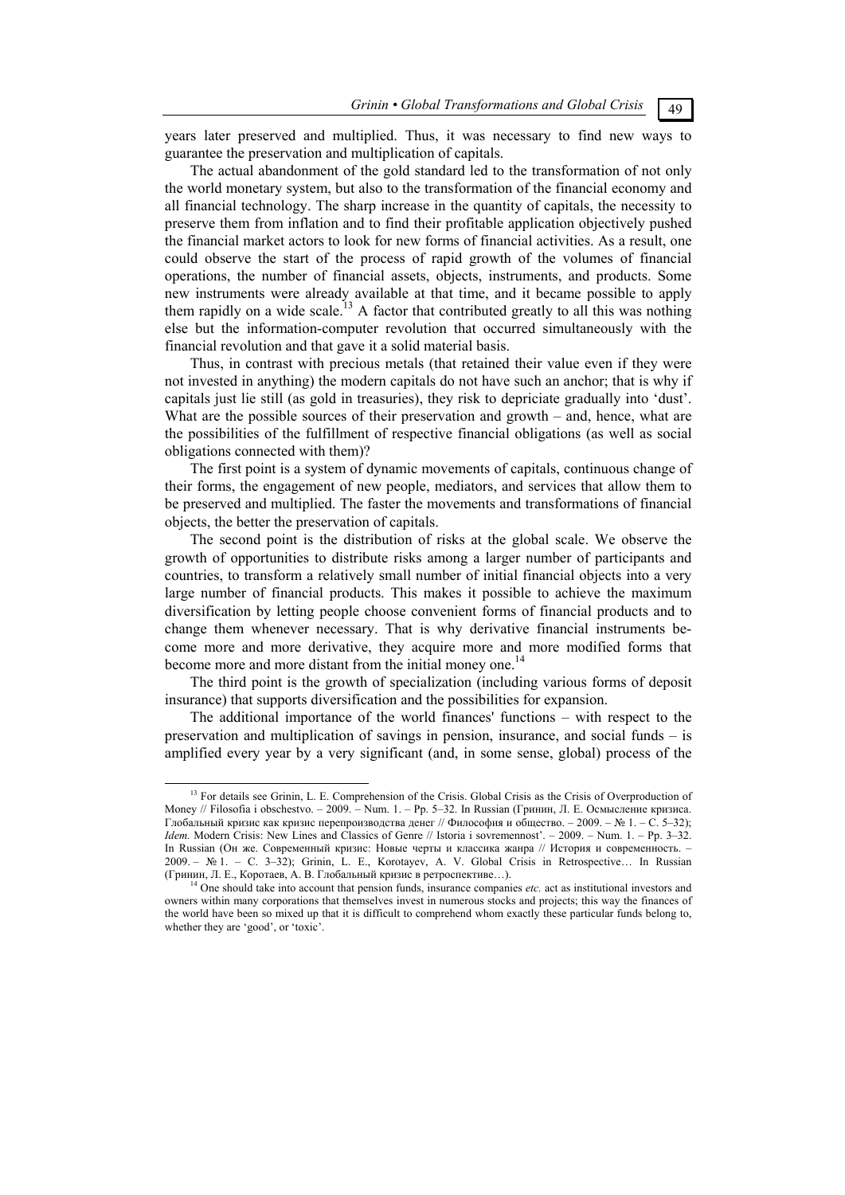years later preserved and multiplied. Thus, it was necessary to find new ways to guarantee the preservation and multiplication of capitals.

The actual abandonment of the gold standard led to the transformation of not only the world monetary system, but also to the transformation of the financial economy and all financial technology. The sharp increase in the quantity of capitals, the necessity to preserve them from inflation and to find their profitable application objectively pushed the financial market actors to look for new forms of financial activities. As a result, one could observe the start of the process of rapid growth of the volumes of financial operations, the number of financial assets, objects, instruments, and products. Some new instruments were already available at that time, and it became possible to apply them rapidly on a wide scale.[13] A factor that contributed greatly to all this was nothing else but the information-computer revolution that occurred simultaneously with the financial revolution and that gave it a solid material basis.

Thus, in contrast with precious metals (that retained their value even if they were not invested in anything) the modern capitals do not have such an anchor; that is why if capitals just lie still (as gold in treasuries), they risk to depreciate gradually into 'dust'. What are the possible sources of their preservation and growth – and, hence, what are the possibilities of the fulfillment of respective financial obligations (as well as social obligations connected with them)?

The first point is a system of dynamic movements of capitals, continuous change of their forms, the engagement of new people, mediators, and services that allow them to be preserved and multiplied. The faster the movements and transformations of financial objects, the better the preservation of capitals.

The second point is the distribution of risks at the global scale. We observe the growth of opportunities to distribute risks among a larger number of participants and countries, to transform a relatively small number of initial financial objects into a very large number of financial products. This makes it possible to achieve the maximum diversification by letting people choose convenient forms of financial products and to change them whenever necessary. That is why derivative financial instruments become more and more derivative, they acquire more and more modified forms that become more and more distant from the initial money one.[14]

The third point is the growth of specialization (including various forms of deposit insurance) that supports diversification and the possibilities for expansion.

The additional importance of the world finances' functions – with respect to the preservation and multiplication of savings in pension, insurance, and social funds – is amplified every year by a very significant (and, in some sense, global) process of the

---

[13] For details see Grinin, L. E. Comprehension of the Crisis. Global Crisis as the Crisis of Overproduction of Money // Filosofia i obschestvo. – 2009. – Num. 1. – Pp. 5–32. In Russian (Гринин, Л. Е. Осмысление кризиса. Глобальный кризис как кризис перепроизводства денег // Философия и общество. – 2009. – № 1. – С. 5–32); *Idem.* Modern Crisis: New Lines and Classics of Genre // Istoria i sovremennost'. – 2009. – Num. 1. – Pp. 3–32. In Russian (Он же. Современный кризис: Новые черты и классика жанра // История и современность. – 2009. – № 1. – С. 3–32); Grinin, L. E., Korotayev, A. V. Global Crisis in Retrospective… In Russian (Гринин, Л. Е., Коротаев, А. В. Глобальный кризис в ретроспективе…).

[14] One should take into account that pension funds, insurance companies *etc.* act as institutional investors and owners within many corporations that themselves invest in numerous stocks and projects; this way the finances of the world have been so mixed up that it is difficult to comprehend whom exactly these particular funds belong to, whether they are 'good', or 'toxic'.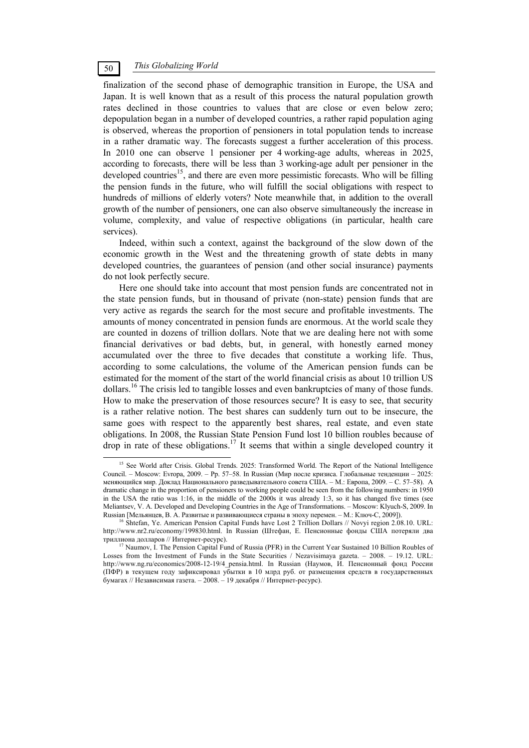finalization of the second phase of demographic transition in Europe, the USA and Japan. It is well known that as a result of this process the natural population growth rates declined in those countries to values that are close or even below zero; depopulation began in a number of developed countries, a rather rapid population aging is observed, whereas the proportion of pensioners in total population tends to increase in a rather dramatic way. The forecasts suggest a further acceleration of this process. In 2010 one can observe 1 pensioner per 4 working-age adults, whereas in 2025, according to forecasts, there will be less than 3 working-age adult per pensioner in the developed countries[15], and there are even more pessimistic forecasts. Who will be filling the pension funds in the future, who will fulfill the social obligations with respect to hundreds of millions of elderly voters? Note meanwhile that, in addition to the overall growth of the number of pensioners, one can also observe simultaneously the increase in volume, complexity, and value of respective obligations (in particular, health care services).

Indeed, within such a context, against the background of the slow down of the economic growth in the West and the threatening growth of state debts in many developed countries, the guarantees of pension (and other social insurance) payments do not look perfectly secure.

Here one should take into account that most pension funds are concentrated not in the state pension funds, but in thousand of private (non-state) pension funds that are very active as regards the search for the most secure and profitable investments. The amounts of money concentrated in pension funds are enormous. At the world scale they are counted in dozens of trillion dollars. Note that we are dealing here not with some financial derivatives or bad debts, but, in general, with honestly earned money accumulated over the three to five decades that constitute a working life. Thus, according to some calculations, the volume of the American pension funds can be estimated for the moment of the start of the world financial crisis as about 10 trillion US dollars.[16] The crisis led to tangible losses and even bankruptcies of many of those funds. How to make the preservation of those resources secure? It is easy to see, that security is a rather relative notion. The best shares can suddenly turn out to be insecure, the same goes with respect to the apparently best shares, real estate, and even state obligations. In 2008, the Russian State Pension Fund lost 10 billion roubles because of drop in rate of these obligations.[17] It seems that within a single developed country it

---

[15] See World after Crisis. Global Trends. 2025: Transformed World. The Report of the National Intelligence Council. – Moscow: Evropa, 2009. – Pp. 57–58. In Russian (Мир после кризиса. Глобальные тенденции – 2025: меняющийся мир. Доклад Национального разведывательного совета США. – М.: Европа, 2009. – С. 57–58). A dramatic change in the proportion of pensioners to working people could be seen from the following numbers: in 1950 in the USA the ratio was 1:16, in the middle of the 2000s it was already 1:3, so it has changed five times (see Meliantsev, V. A. Developed and Developing Countries in the Age of Transformations. – Moscow: Klyuch-S, 2009. In Russian [Мельянцев, В. А. Развитые и развивающиеся страны в эпоху перемен. – М.: Ключ-С, 2009]).

[16] Shtefan, Ye. American Pension Capital Funds have Lost 2 Trillion Dollars // Novyi region 2.08.10. URL: http://www.nr2.ru/economy/199830.html. In Russian (Штефан, Е. Пенсионные фонды США потеряли два триллиона долларов // Интернет-ресурс).

[17] Naumov, I. The Pension Capital Fund of Russia (PFR) in the Current Year Sustained 10 Billion Roubles of Losses from the Investment of Funds in the State Securities / Nezavisimaya gazeta. – 2008. – 19.12. URL: http://www.ng.ru/economics/2008-12-19/4_pensia.html. In Russian (Наумов, И. Пенсионный фонд России (ПФР) в текущем году зафиксировал убытки в 10 млрд руб. от размещения средств в государственных бумагах // Независимая газета. – 2008. – 19 декабря // Интернет-ресурс).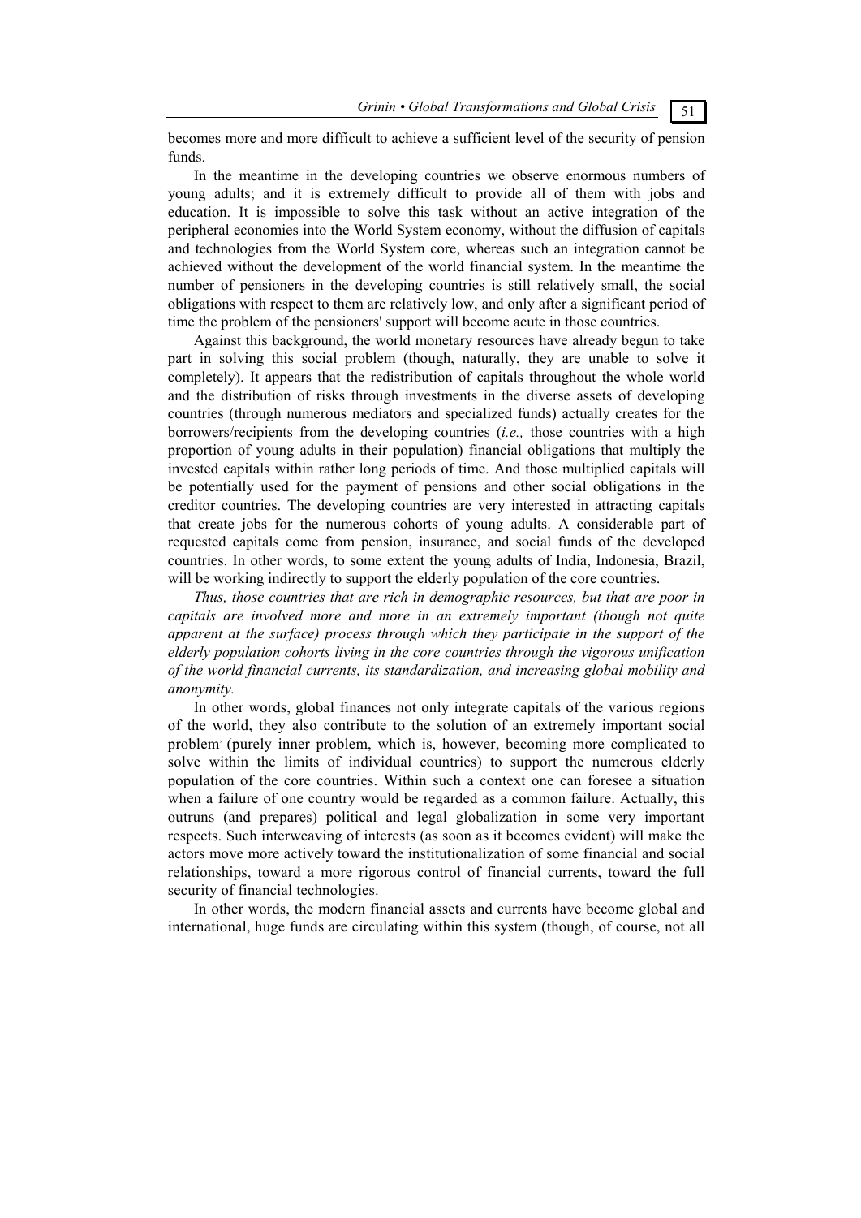becomes more and more difficult to achieve a sufficient level of the security of pension funds.

In the meantime in the developing countries we observe enormous numbers of young adults; and it is extremely difficult to provide all of them with jobs and education. It is impossible to solve this task without an active integration of the peripheral economies into the World System economy, without the diffusion of capitals and technologies from the World System core, whereas such an integration cannot be achieved without the development of the world financial system. In the meantime the number of pensioners in the developing countries is still relatively small, the social obligations with respect to them are relatively low, and only after a significant period of time the problem of the pensioners' support will become acute in those countries.

Against this background, the world monetary resources have already begun to take part in solving this social problem (though, naturally, they are unable to solve it completely). It appears that the redistribution of capitals throughout the whole world and the distribution of risks through investments in the diverse assets of developing countries (through numerous mediators and specialized funds) actually creates for the borrowers/recipients from the developing countries (*i.e.,* those countries with a high proportion of young adults in their population) financial obligations that multiply the invested capitals within rather long periods of time. And those multiplied capitals will be potentially used for the payment of pensions and other social obligations in the creditor countries. The developing countries are very interested in attracting capitals that create jobs for the numerous cohorts of young adults. A considerable part of requested capitals come from pension, insurance, and social funds of the developed countries. In other words, to some extent the young adults of India, Indonesia, Brazil, will be working indirectly to support the elderly population of the core countries.

*Thus, those countries that are rich in demographic resources, but that are poor in capitals are involved more and more in an extremely important (though not quite apparent at the surface) process through which they participate in the support of the elderly population cohorts living in the core countries through the vigorous unification of the world financial currents, its standardization, and increasing global mobility and anonymity.*

In other words, global finances not only integrate capitals of the various regions of the world, they also contribute to the solution of an extremely important social problem (purely inner problem, which is, however, becoming more complicated to solve within the limits of individual countries) to support the numerous elderly population of the core countries. Within such a context one can foresee a situation when a failure of one country would be regarded as a common failure. Actually, this outruns (and prepares) political and legal globalization in some very important respects. Such interweaving of interests (as soon as it becomes evident) will make the actors move more actively toward the institutionalization of some financial and social relationships, toward a more rigorous control of financial currents, toward the full security of financial technologies.

In other words, the modern financial assets and currents have become global and international, huge funds are circulating within this system (though, of course, not all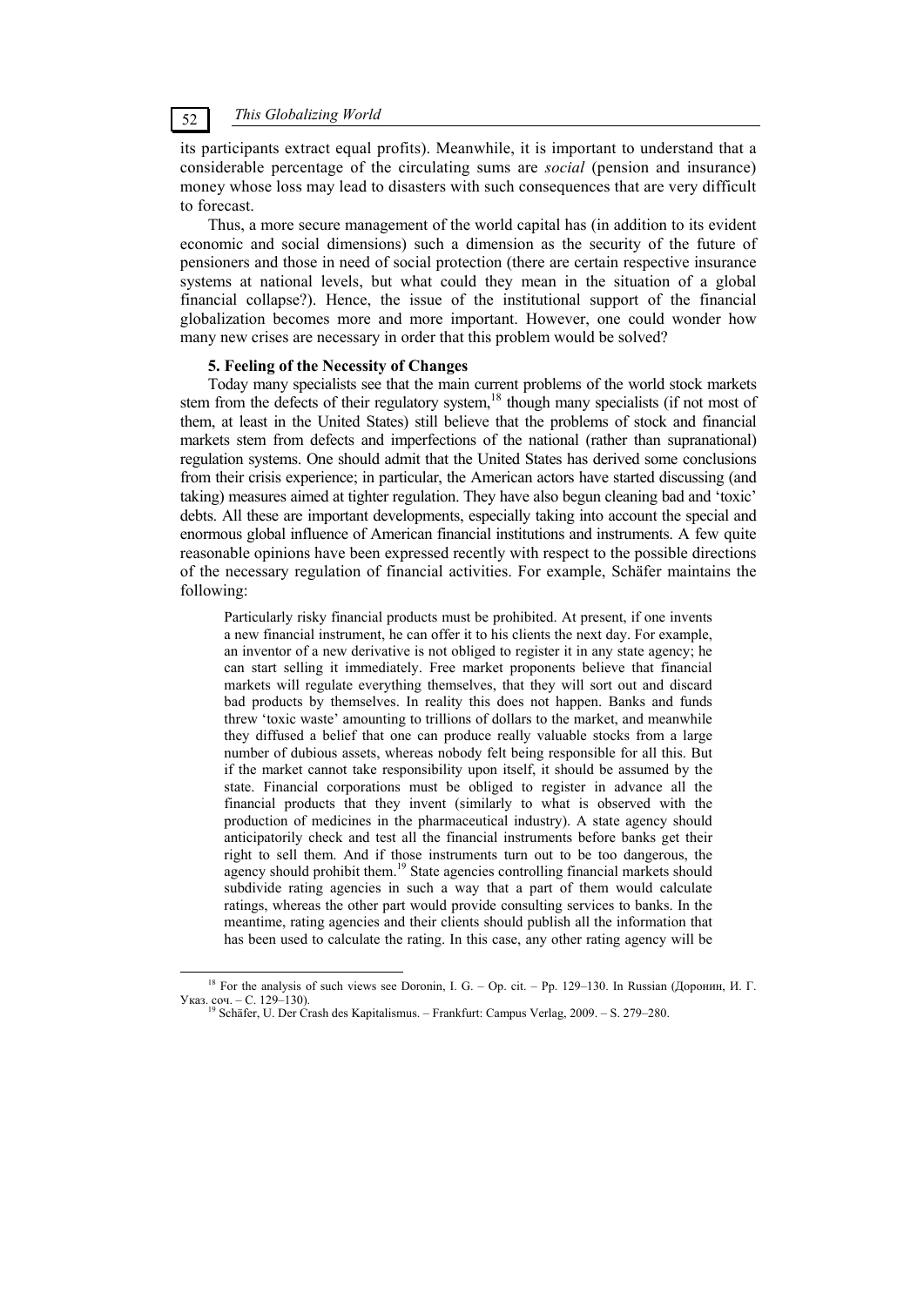its participants extract equal profits). Meanwhile, it is important to understand that a considerable percentage of the circulating sums are *social* (pension and insurance) money whose loss may lead to disasters with such consequences that are very difficult to forecast.

Thus, a more secure management of the world capital has (in addition to its evident economic and social dimensions) such a dimension as the security of the future of pensioners and those in need of social protection (there are certain respective insurance systems at national levels, but what could they mean in the situation of a global financial collapse?). Hence, the issue of the institutional support of the financial globalization becomes more and more important. However, one could wonder how many new crises are necessary in order that this problem would be solved?

### 5. Feeling of the Necessity of Changes

Today many specialists see that the main current problems of the world stock markets stem from the defects of their regulatory system,[18] though many specialists (if not most of them, at least in the United States) still believe that the problems of stock and financial markets stem from defects and imperfections of the national (rather than supranational) regulation systems. One should admit that the United States has derived some conclusions from their crisis experience; in particular, the American actors have started discussing (and taking) measures aimed at tighter regulation. They have also begun cleaning bad and 'toxic' debts. All these are important developments, especially taking into account the special and enormous global influence of American financial institutions and instruments. A few quite reasonable opinions have been expressed recently with respect to the possible directions of the necessary regulation of financial activities. For example, Schäfer maintains the following:

> Particularly risky financial products must be prohibited. At present, if one invents a new financial instrument, he can offer it to his clients the next day. For example, an inventor of a new derivative is not obliged to register it in any state agency; he can start selling it immediately. Free market proponents believe that financial markets will regulate everything themselves, that they will sort out and discard bad products by themselves. In reality this does not happen. Banks and funds threw 'toxic waste' amounting to trillions of dollars to the market, and meanwhile they diffused a belief that one can produce really valuable stocks from a large number of dubious assets, whereas nobody felt being responsible for all this. But if the market cannot take responsibility upon itself, it should be assumed by the state. Financial corporations must be obliged to register in advance all the financial products that they invent (similarly to what is observed with the production of medicines in the pharmaceutical industry). A state agency should anticipatorily check and test all the financial instruments before banks get their right to sell them. And if those instruments turn out to be too dangerous, the agency should prohibit them.[19] State agencies controlling financial markets should subdivide rating agencies in such a way that a part of them would calculate ratings, whereas the other part would provide consulting services to banks. In the meantime, rating agencies and their clients should publish all the information that has been used to calculate the rating. In this case, any other rating agency will be

---

[18] For the analysis of such views see Doronin, I. G. – Op. cit. – Pp. 129–130. In Russian (Доронин, И. Г. Указ. соч. – С. 129–130).

[19] Schäfer, U. Der Crash des Kapitalismus. – Frankfurt: Campus Verlag, 2009. – S. 279–280.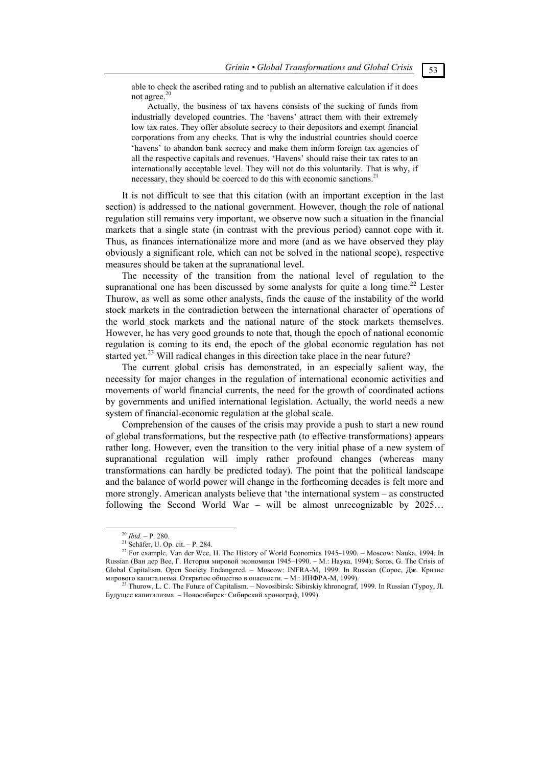able to check the ascribed rating and to publish an alternative calculation if it does not agree.[20]

Actually, the business of tax havens consists of the sucking of funds from industrially developed countries. The 'havens' attract them with their extremely low tax rates. They offer absolute secrecy to their depositors and exempt financial corporations from any checks. That is why the industrial countries should coerce 'havens' to abandon bank secrecy and make them inform foreign tax agencies of all the respective capitals and revenues. 'Havens' should raise their tax rates to an internationally acceptable level. They will not do this voluntarily. That is why, if necessary, they should be coerced to do this with economic sanctions.[21]

It is not difficult to see that this citation (with an important exception in the last section) is addressed to the national government. However, though the role of national regulation still remains very important, we observe now such a situation in the financial markets that a single state (in contrast with the previous period) cannot cope with it. Thus, as finances internationalize more and more (and as we have observed they play obviously a significant role, which can not be solved in the national scope), respective measures should be taken at the supranational level.

The necessity of the transition from the national level of regulation to the supranational one has been discussed by some analysts for quite a long time.[22] Lester Thurow, as well as some other analysts, finds the cause of the instability of the world stock markets in the contradiction between the international character of operations of the world stock markets and the national nature of the stock markets themselves. However, he has very good grounds to note that, though the epoch of national economic regulation is coming to its end, the epoch of the global economic regulation has not started yet.[23] Will radical changes in this direction take place in the near future?

The current global crisis has demonstrated, in an especially salient way, the necessity for major changes in the regulation of international economic activities and movements of world financial currents, the need for the growth of coordinated actions by governments and unified international legislation. Actually, the world needs a new system of financial-economic regulation at the global scale.

Comprehension of the causes of the crisis may provide a push to start a new round of global transformations, but the respective path (to effective transformations) appears rather long. However, even the transition to the very initial phase of a new system of supranational regulation will imply rather profound changes (whereas many transformations can hardly be predicted today). The point that the political landscape and the balance of world power will change in the forthcoming decades is felt more and more strongly. American analysts believe that 'the international system – as constructed following the Second World War – will be almost unrecognizable by 2025…

[20] *Ibid.* – P. 280.

[21] Schäfer, U. Op. cit. – P. 284.

[22] For example, Van der Wee, H. The History of World Economics 1945–1990. – Moscow: Nauka, 1994. In Russian (Ван дер Вее, Г. История мировой экономики 1945–1990. – М.: Наука, 1994); Soros, G. The Crisis of Global Capitalism. Open Society Endangered. – Moscow: INFRA-M, 1999. In Russian (Сорос, Дж. Кризис мирового капитализма. Открытое общество в опасности. – М.: ИНФРА-М, 1999).

[23] Thurow, L. C. The Future of Capitalism. – Novosibirsk: Sibirskiy khronograf, 1999. In Russian (Туроу, Л. Будущее капитализма. – Новосибирск: Сибирский хронограф, 1999).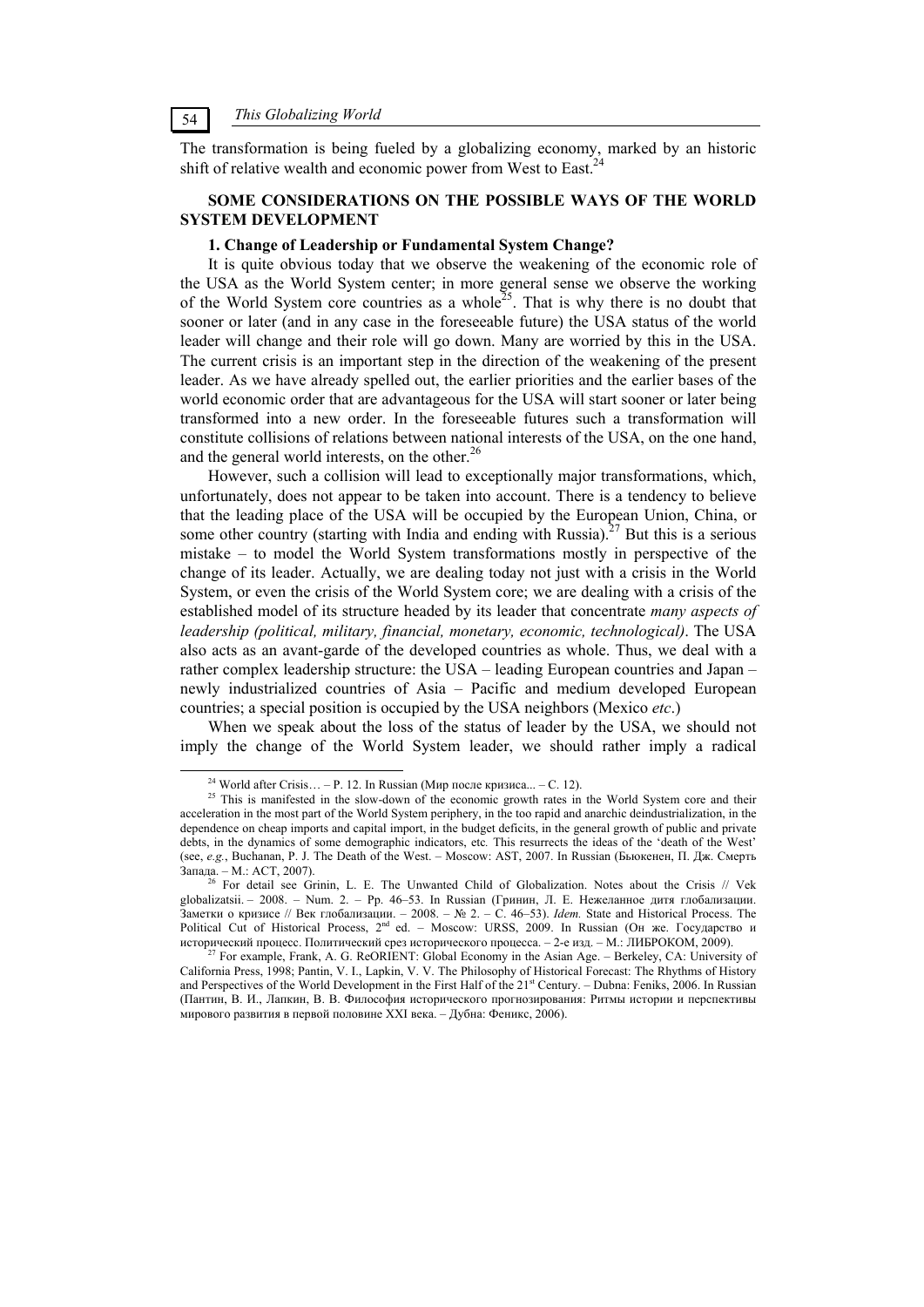The transformation is being fueled by a globalizing economy, marked by an historic shift of relative wealth and economic power from West to East.[24]

## SOME CONSIDERATIONS ON THE POSSIBLE WAYS OF THE WORLD SYSTEM DEVELOPMENT

### 1. Change of Leadership or Fundamental System Change?

It is quite obvious today that we observe the weakening of the economic role of the USA as the World System center; in more general sense we observe the working of the World System core countries as a whole[25]. That is why there is no doubt that sooner or later (and in any case in the foreseeable future) the USA status of the world leader will change and their role will go down. Many are worried by this in the USA. The current crisis is an important step in the direction of the weakening of the present leader. As we have already spelled out, the earlier priorities and the earlier bases of the world economic order that are advantageous for the USA will start sooner or later being transformed into a new order. In the foreseeable futures such a transformation will constitute collisions of relations between national interests of the USA, on the one hand, and the general world interests, on the other.[26]

However, such a collision will lead to exceptionally major transformations, which, unfortunately, does not appear to be taken into account. There is a tendency to believe that the leading place of the USA will be occupied by the European Union, China, or some other country (starting with India and ending with Russia).[27] But this is a serious mistake – to model the World System transformations mostly in perspective of the change of its leader. Actually, we are dealing today not just with a crisis in the World System, or even the crisis of the World System core; we are dealing with a crisis of the established model of its structure headed by its leader that concentrate *many aspects of leadership (political, military, financial, monetary, economic, technological)*. The USA also acts as an avant-garde of the developed countries as whole. Thus, we deal with a rather complex leadership structure: the USA – leading European countries and Japan – newly industrialized countries of Asia – Pacific and medium developed European countries; a special position is occupied by the USA neighbors (Mexico *etc*.)

When we speak about the loss of the status of leader by the USA, we should not imply the change of the World System leader, we should rather imply a radical

---

[24] World after Crisis… – P. 12. In Russian (Мир после кризиса... – С. 12).

[25] This is manifested in the slow-down of the economic growth rates in the World System core and their acceleration in the most part of the World System periphery, in the too rapid and anarchic deindustrialization, in the dependence on cheap imports and capital import, in the budget deficits, in the general growth of public and private debts, in the dynamics of some demographic indicators, etc*.* This resurrects the ideas of the 'death of the West' (see, *e.g.*, Buchanan, P. J. The Death of the West. – Moscow: AST, 2007. In Russian (Бьюкенен, П. Дж. Смерть Запада. – М.: АСТ, 2007).

[26] For detail see Grinin, L. E. The Unwanted Child of Globalization. Notes about the Crisis // Vek globalizatsii. – 2008. – Num. 2. – Pp. 46–53. In Russian (Гринин, Л. Е. Нежеланное дитя глобализации. Заметки о кризисе // Век глобализации. – 2008. – № 2. – С. 46–53). *Idem.* State and Historical Process. The Political Cut of Historical Process, 2nd ed. – Moscow: URSS, 2009. In Russian (Он же. Государство и исторический процесс. Политический срез исторического процесса. – 2-е изд. – М.: ЛИБРОКОМ, 2009).

[27] For example, Frank, A. G. ReORIENT: Global Economy in the Asian Age. – Berkeley, CA: University of California Press, 1998; Pantin, V. I., Lapkin, V. V. The Philosophy of Historical Forecast: The Rhythms of History and Perspectives of the World Development in the First Half of the 21st Century. – Dubna: Feniks, 2006. In Russian (Пантин, В. И., Лапкин, В. В. Философия исторического прогнозирования: Ритмы истории и перспективы мирового развития в первой половине XXI века. – Дубна: Феникс, 2006).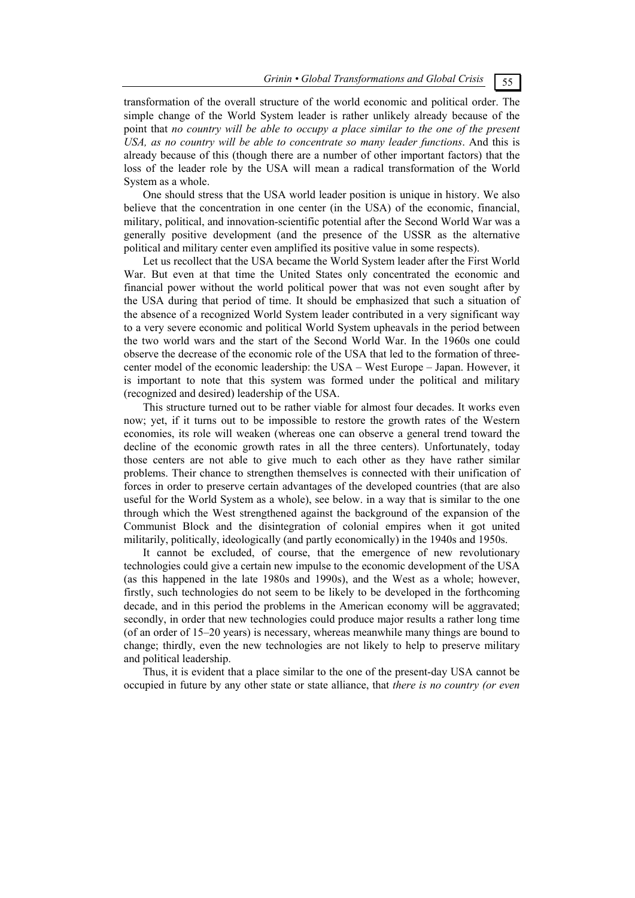transformation of the overall structure of the world economic and political order. The simple change of the World System leader is rather unlikely already because of the point that *no country will be able to occupy a place similar to the one of the present USA, as no country will be able to concentrate so many leader functions*. And this is already because of this (though there are a number of other important factors) that the loss of the leader role by the USA will mean a radical transformation of the World System as a whole.

One should stress that the USA world leader position is unique in history. We also believe that the concentration in one center (in the USA) of the economic, financial, military, political, and innovation-scientific potential after the Second World War was a generally positive development (and the presence of the USSR as the alternative political and military center even amplified its positive value in some respects).

Let us recollect that the USA became the World System leader after the First World War. But even at that time the United States only concentrated the economic and financial power without the world political power that was not even sought after by the USA during that period of time. It should be emphasized that such a situation of the absence of a recognized World System leader contributed in a very significant way to a very severe economic and political World System upheavals in the period between the two world wars and the start of the Second World War. In the 1960s one could observe the decrease of the economic role of the USA that led to the formation of three-center model of the economic leadership: the USA – West Europe – Japan. However, it is important to note that this system was formed under the political and military (recognized and desired) leadership of the USA.

This structure turned out to be rather viable for almost four decades. It works even now; yet, if it turns out to be impossible to restore the growth rates of the Western economies, its role will weaken (whereas one can observe a general trend toward the decline of the economic growth rates in all the three centers). Unfortunately, today those centers are not able to give much to each other as they have rather similar problems. Their chance to strengthen themselves is connected with their unification of forces in order to preserve certain advantages of the developed countries (that are also useful for the World System as a whole), see below. in a way that is similar to the one through which the West strengthened against the background of the expansion of the Communist Block and the disintegration of colonial empires when it got united militarily, politically, ideologically (and partly economically) in the 1940s and 1950s.

It cannot be excluded, of course, that the emergence of new revolutionary technologies could give a certain new impulse to the economic development of the USA (as this happened in the late 1980s and 1990s), and the West as a whole; however, firstly, such technologies do not seem to be likely to be developed in the forthcoming decade, and in this period the problems in the American economy will be aggravated; secondly, in order that new technologies could produce major results a rather long time (of an order of 15–20 years) is necessary, whereas meanwhile many things are bound to change; thirdly, even the new technologies are not likely to help to preserve military and political leadership.

Thus, it is evident that a place similar to the one of the present-day USA cannot be occupied in future by any other state or state alliance, that *there is no country (or even*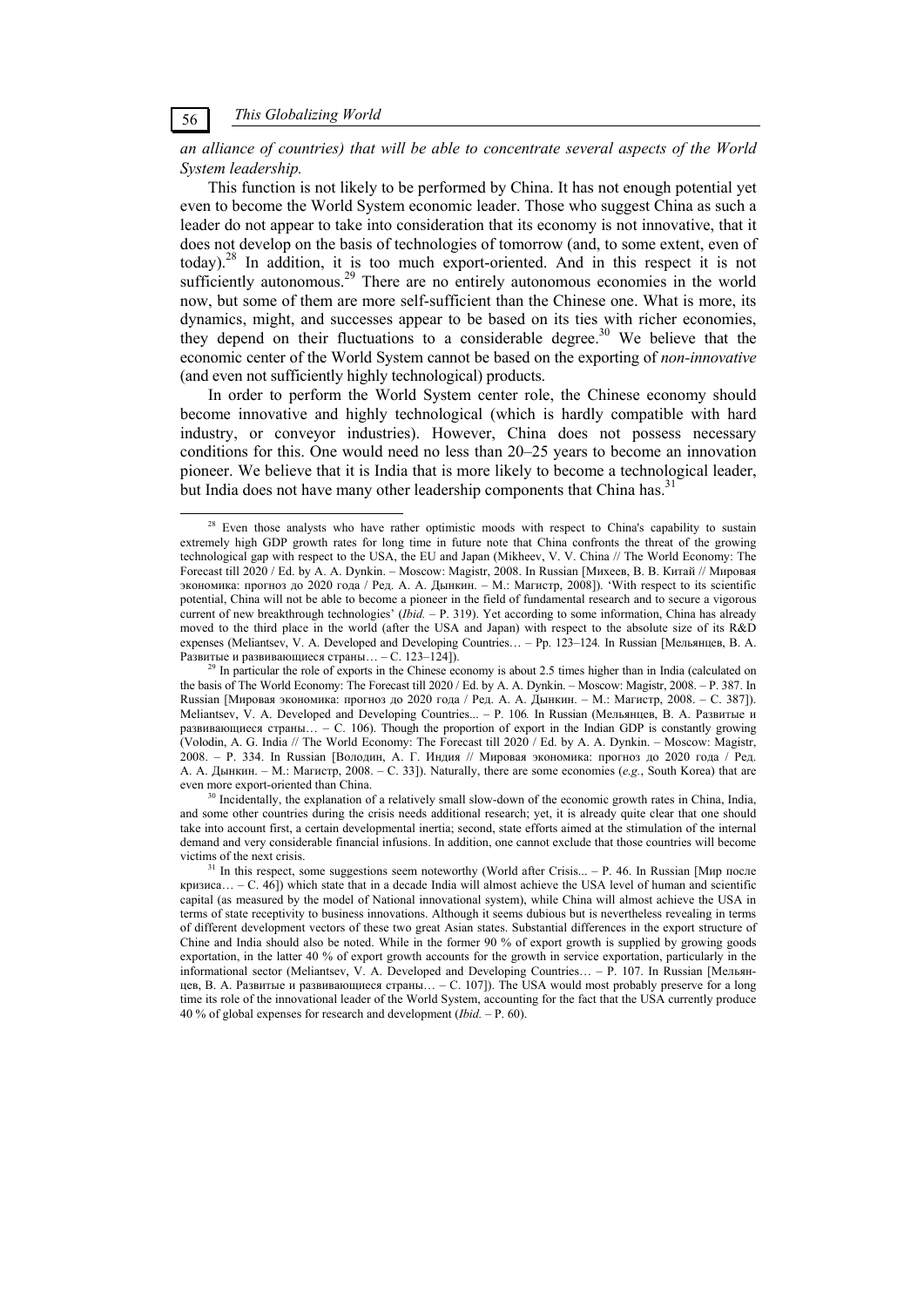*an alliance of countries) that will be able to concentrate several aspects of the World System leadership.*

This function is not likely to be performed by China. It has not enough potential yet even to become the World System economic leader. Those who suggest China as such a leader do not appear to take into consideration that its economy is not innovative, that it does not develop on the basis of technologies of tomorrow (and, to some extent, even of today).[28] In addition, it is too much export-oriented. And in this respect it is not sufficiently autonomous.[29] There are no entirely autonomous economies in the world now, but some of them are more self-sufficient than the Chinese one. What is more, its dynamics, might, and successes appear to be based on its ties with richer economies, they depend on their fluctuations to a considerable degree.[30] We believe that the economic center of the World System cannot be based on the exporting of *non-innovative* (and even not sufficiently highly technological) products.

In order to perform the World System center role, the Chinese economy should become innovative and highly technological (which is hardly compatible with hard industry, or conveyor industries). However, China does not possess necessary conditions for this. One would need no less than 20–25 years to become an innovation pioneer. We believe that it is India that is more likely to become a technological leader, but India does not have many other leadership components that China has.[31]

---

[28] Even those analysts who have rather optimistic moods with respect to China's capability to sustain extremely high GDP growth rates for long time in future note that China confronts the threat of the growing technological gap with respect to the USA, the EU and Japan (Mikheev, V. V. China // The World Economy: The Forecast till 2020 / Ed. by A. A. Dynkin. – Moscow: Magistr, 2008. In Russian [Михеев, В. В. Китай // Мировая экономика: прогноз до 2020 года / Ред. А. А. Дынкин. – М.: Магистр, 2008]). 'With respect to its scientific potential, China will not be able to become a pioneer in the field of fundamental research and to secure a vigorous current of new breakthrough technologies' (*Ibid.* – P. 319). Yet according to some information, China has already moved to the third place in the world (after the USA and Japan) with respect to the absolute size of its R&D expenses (Meliantsev, V. A. Developed and Developing Countries… – Pp. 123–124. In Russian [Мельянцев, В. А. Развитые и развивающиеся страны… – С. 123–124]).

[29] In particular the role of exports in the Chinese economy is about 2.5 times higher than in India (calculated on the basis of The World Economy: The Forecast till 2020 / Ed. by A. A. Dynkin. – Moscow: Magistr, 2008. – P. 387. In Russian [Мировая экономика: прогноз до 2020 года / Ред. А. А. Дынкин. – М.: Магистр, 2008. – С. 387]). Meliantsev, V. A. Developed and Developing Countries... – P. 106. In Russian (Мельянцев, В. А. Развитые и развивающиеся страны… – С. 106). Though the proportion of export in the Indian GDP is constantly growing (Volodin, A. G. India // The World Economy: The Forecast till 2020 / Ed. by A. A. Dynkin. – Moscow: Magistr, 2008. – P. 334. In Russian [Володин, А. Г. Индия // Мировая экономика: прогноз до 2020 года / Ред. А. А. Дынкин. – М.: Магистр, 2008. – С. 33]). Naturally, there are some economies (*e.g.*, South Korea) that are even more export-oriented than China.

[30] Incidentally, the explanation of a relatively small slow-down of the economic growth rates in China, India, and some other countries during the crisis needs additional research; yet, it is already quite clear that one should take into account first, a certain developmental inertia; second, state efforts aimed at the stimulation of the internal demand and very considerable financial infusions. In addition, one cannot exclude that those countries will become victims of the next crisis.

[31] In this respect, some suggestions seem noteworthy (World after Crisis... – P. 46. In Russian [Мир после кризиса… – С. 46]) which state that in a decade India will almost achieve the USA level of human and scientific capital (as measured by the model of National innovational system), while China will almost achieve the USA in terms of state receptivity to business innovations. Although it seems dubious but is nevertheless revealing in terms of different development vectors of these two great Asian states. Substantial differences in the export structure of Chine and India should also be noted. While in the former 90 % of export growth is supplied by growing goods exportation, in the latter 40 % of export growth accounts for the growth in service exportation, particularly in the informational sector (Meliantsev, V. A. Developed and Developing Countries… – P. 107. In Russian [Мельянцев, В. А. Развитые и развивающиеся страны… – С. 107]). The USA would most probably preserve for a long time its role of the innovational leader of the World System, accounting for the fact that the USA currently produce 40 % of global expenses for research and development (*Ibid.* – P. 60).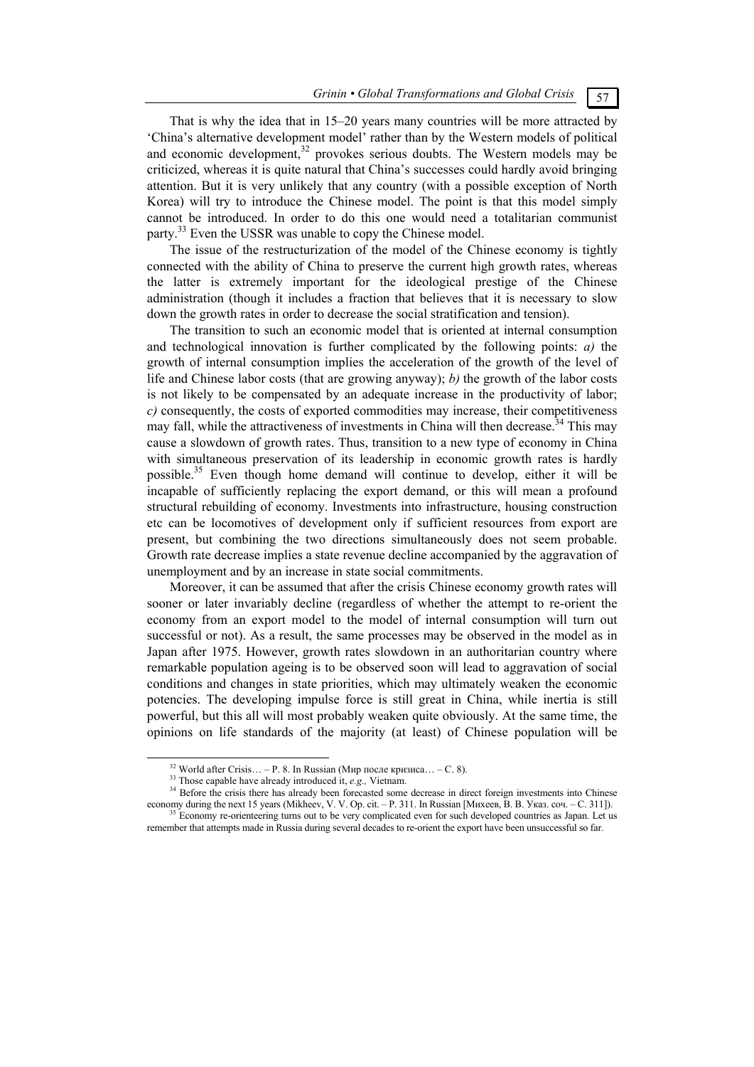That is why the idea that in 15–20 years many countries will be more attracted by 'China's alternative development model' rather than by the Western models of political and economic development,[32] provokes serious doubts. The Western models may be criticized, whereas it is quite natural that China's successes could hardly avoid bringing attention. But it is very unlikely that any country (with a possible exception of North Korea) will try to introduce the Chinese model. The point is that this model simply cannot be introduced. In order to do this one would need a totalitarian communist party.[33] Even the USSR was unable to copy the Chinese model.

The issue of the restructurization of the model of the Chinese economy is tightly connected with the ability of China to preserve the current high growth rates, whereas the latter is extremely important for the ideological prestige of the Chinese administration (though it includes a fraction that believes that it is necessary to slow down the growth rates in order to decrease the social stratification and tension).

The transition to such an economic model that is oriented at internal consumption and technological innovation is further complicated by the following points: *a)* the growth of internal consumption implies the acceleration of the growth of the level of life and Chinese labor costs (that are growing anyway); *b)* the growth of the labor costs is not likely to be compensated by an adequate increase in the productivity of labor; *c)* consequently, the costs of exported commodities may increase, their competitiveness may fall, while the attractiveness of investments in China will then decrease.[34] This may cause a slowdown of growth rates. Thus, transition to a new type of economy in China with simultaneous preservation of its leadership in economic growth rates is hardly possible.[35] Even though home demand will continue to develop, either it will be incapable of sufficiently replacing the export demand, or this will mean a profound structural rebuilding of economy. Investments into infrastructure, housing construction etc can be locomotives of development only if sufficient resources from export are present, but combining the two directions simultaneously does not seem probable. Growth rate decrease implies a state revenue decline accompanied by the aggravation of unemployment and by an increase in state social commitments.

Moreover, it can be assumed that after the crisis Chinese economy growth rates will sooner or later invariably decline (regardless of whether the attempt to re-orient the economy from an export model to the model of internal consumption will turn out successful or not). As a result, the same processes may be observed in the model as in Japan after 1975. However, growth rates slowdown in an authoritarian country where remarkable population ageing is to be observed soon will lead to aggravation of social conditions and changes in state priorities, which may ultimately weaken the economic potencies. The developing impulse force is still great in China, while inertia is still powerful, but this all will most probably weaken quite obviously. At the same time, the opinions on life standards of the majority (at least) of Chinese population will be

---

[32] World after Crisis… – P. 8. In Russian (Мир после кризиса… – С. 8).

[33] Those capable have already introduced it, *e.g.,* Vietnam.

[34] Before the crisis there has already been forecasted some decrease in direct foreign investments into Chinese economy during the next 15 years (Mikheev, V. V. Op. cit. – P. 311. In Russian [Михеев, В. В. Указ. соч. – С. 311]).

[35] Economy re-orienteering turns out to be very complicated even for such developed countries as Japan. Let us remember that attempts made in Russia during several decades to re-orient the export have been unsuccessful so far.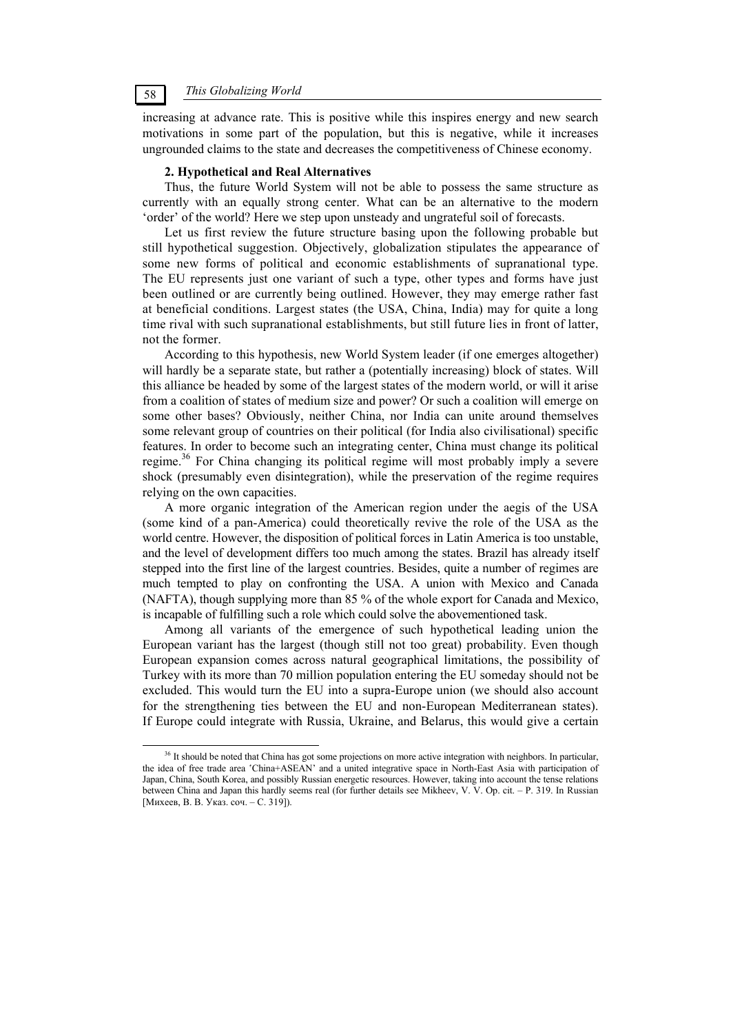increasing at advance rate. This is positive while this inspires energy and new search motivations in some part of the population, but this is negative, while it increases ungrounded claims to the state and decreases the competitiveness of Chinese economy.

### 2. Hypothetical and Real Alternatives

Thus, the future World System will not be able to possess the same structure as currently with an equally strong center. What can be an alternative to the modern 'order' of the world? Here we step upon unsteady and ungrateful soil of forecasts.

Let us first review the future structure basing upon the following probable but still hypothetical suggestion. Objectively, globalization stipulates the appearance of some new forms of political and economic establishments of supranational type. The EU represents just one variant of such a type, other types and forms have just been outlined or are currently being outlined. However, they may emerge rather fast at beneficial conditions. Largest states (the USA, China, India) may for quite a long time rival with such supranational establishments, but still future lies in front of latter, not the former.

According to this hypothesis, new World System leader (if one emerges altogether) will hardly be a separate state, but rather a (potentially increasing) block of states. Will this alliance be headed by some of the largest states of the modern world, or will it arise from a coalition of states of medium size and power? Or such a coalition will emerge on some other bases? Obviously, neither China, nor India can unite around themselves some relevant group of countries on their political (for India also civilisational) specific features. In order to become such an integrating center, China must change its political regime.[36] For China changing its political regime will most probably imply a severe shock (presumably even disintegration), while the preservation of the regime requires relying on the own capacities.

A more organic integration of the American region under the aegis of the USA (some kind of a pan-America) could theoretically revive the role of the USA as the world centre. However, the disposition of political forces in Latin America is too unstable, and the level of development differs too much among the states. Brazil has already itself stepped into the first line of the largest countries. Besides, quite a number of regimes are much tempted to play on confronting the USA. A union with Mexico and Canada (NAFTA), though supplying more than 85 % of the whole export for Canada and Mexico, is incapable of fulfilling such a role which could solve the abovementioned task.

Among all variants of the emergence of such hypothetical leading union the European variant has the largest (though still not too great) probability. Even though European expansion comes across natural geographical limitations, the possibility of Turkey with its more than 70 million population entering the EU someday should not be excluded. This would turn the EU into a supra-Europe union (we should also account for the strengthening ties between the EU and non-European Mediterranean states). If Europe could integrate with Russia, Ukraine, and Belarus, this would give a certain

---

[36] It should be noted that China has got some projections on more active integration with neighbors. In particular, the idea of free trade area 'China+ASEAN' and a united integrative space in North-East Asia with participation of Japan, China, South Korea, and possibly Russian energetic resources. However, taking into account the tense relations between China and Japan this hardly seems real (for further details see Mikheev, V. V. Op. cit. – P. 319. In Russian [Михеев, В. В. Указ. соч. – С. 319]).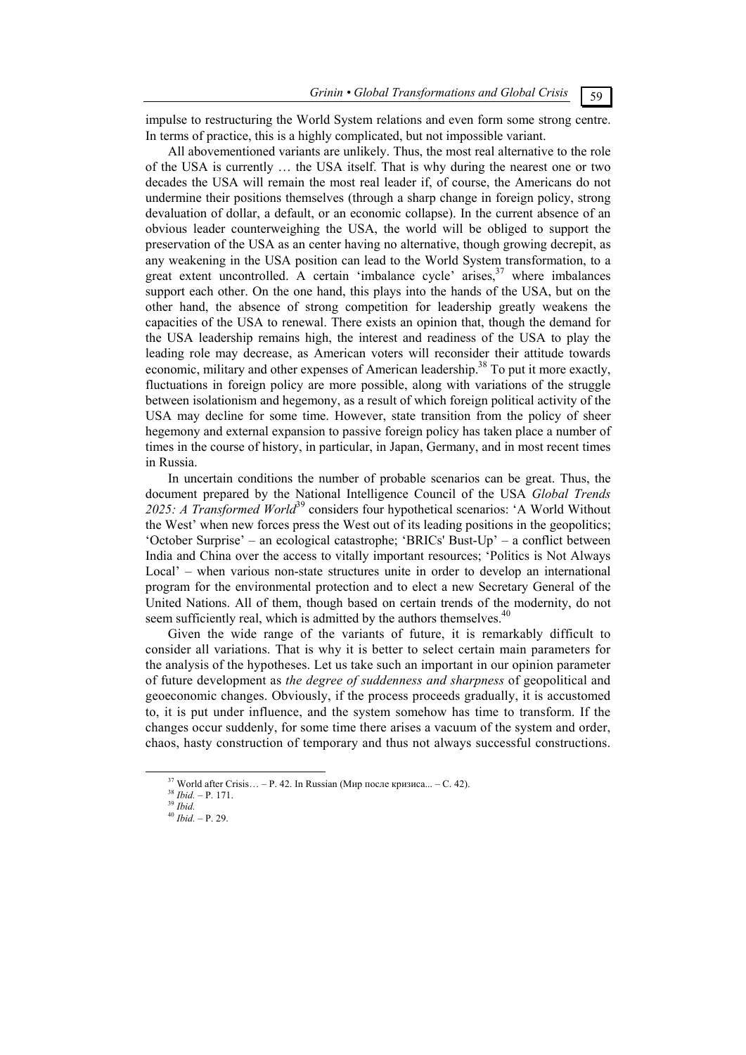impulse to restructuring the World System relations and even form some strong centre. In terms of practice, this is a highly complicated, but not impossible variant.

All abovementioned variants are unlikely. Thus, the most real alternative to the role of the USA is currently … the USA itself. That is why during the nearest one or two decades the USA will remain the most real leader if, of course, the Americans do not undermine their positions themselves (through a sharp change in foreign policy, strong devaluation of dollar, a default, or an economic collapse). In the current absence of an obvious leader counterweighing the USA, the world will be obliged to support the preservation of the USA as an center having no alternative, though growing decrepit, as any weakening in the USA position can lead to the World System transformation, to a great extent uncontrolled. A certain 'imbalance cycle' arises,[37] where imbalances support each other. On the one hand, this plays into the hands of the USA, but on the other hand, the absence of strong competition for leadership greatly weakens the capacities of the USA to renewal. There exists an opinion that, though the demand for the USA leadership remains high, the interest and readiness of the USA to play the leading role may decrease, as American voters will reconsider their attitude towards economic, military and other expenses of American leadership.[38] To put it more exactly, fluctuations in foreign policy are more possible, along with variations of the struggle between isolationism and hegemony, as a result of which foreign political activity of the USA may decline for some time. However, state transition from the policy of sheer hegemony and external expansion to passive foreign policy has taken place a number of times in the course of history, in particular, in Japan, Germany, and in most recent times in Russia.

In uncertain conditions the number of probable scenarios can be great. Thus, the document prepared by the National Intelligence Council of the USA *Global Trends 2025: A Transformed World*[39] considers four hypothetical scenarios: 'A World Without the West' when new forces press the West out of its leading positions in the geopolitics; 'October Surprise' – an ecological catastrophe; 'BRICs' Bust-Up' – a conflict between India and China over the access to vitally important resources; 'Politics is Not Always Local' – when various non-state structures unite in order to develop an international program for the environmental protection and to elect a new Secretary General of the United Nations. All of them, though based on certain trends of the modernity, do not seem sufficiently real, which is admitted by the authors themselves.[40]

Given the wide range of the variants of future, it is remarkably difficult to consider all variations. That is why it is better to select certain main parameters for the analysis of the hypotheses. Let us take such an important in our opinion parameter of future development as *the degree of suddenness and sharpness* of geopolitical and geoeconomic changes. Obviously, if the process proceeds gradually, it is accustomed to, it is put under influence, and the system somehow has time to transform. If the changes occur suddenly, for some time there arises a vacuum of the system and order, chaos, hasty construction of temporary and thus not always successful constructions.

---

[37] World after Crisis… – P. 42. In Russian (Мир после кризиса... – С. 42).

[38] *Ibid.* – P. 171.

[39] *Ibid.*

[40] *Ibid.* – P. 29.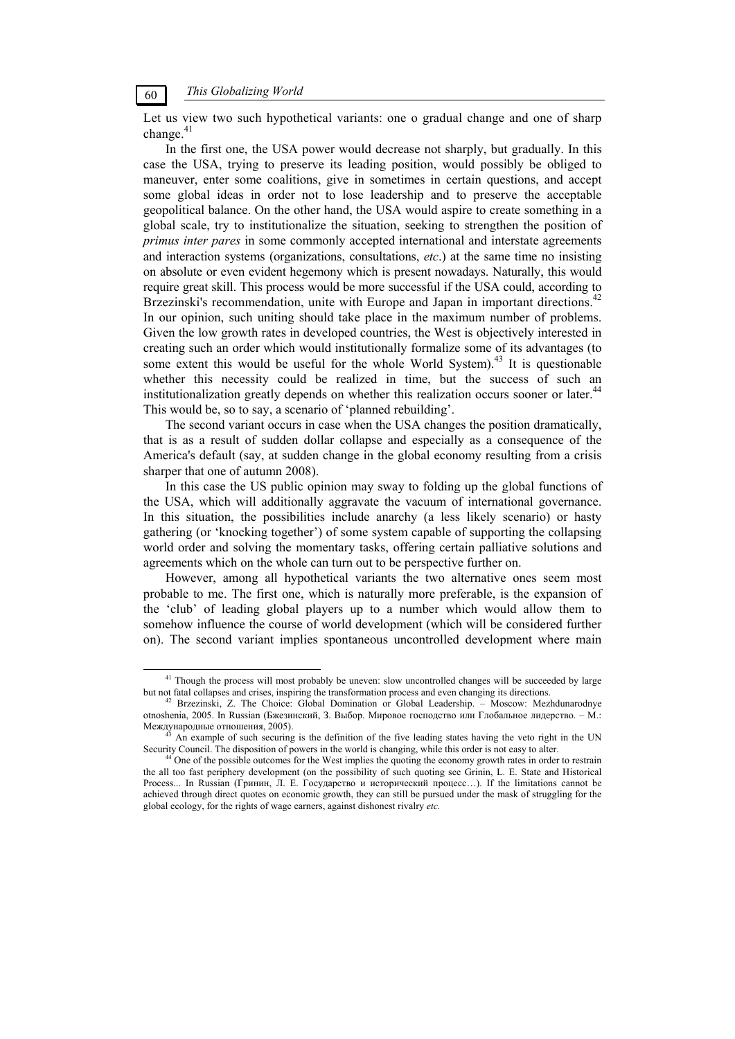Let us view two such hypothetical variants: one o gradual change and one of sharp change.[41]

In the first one, the USA power would decrease not sharply, but gradually. In this case the USA, trying to preserve its leading position, would possibly be obliged to maneuver, enter some coalitions, give in sometimes in certain questions, and accept some global ideas in order not to lose leadership and to preserve the acceptable geopolitical balance. On the other hand, the USA would aspire to create something in a global scale, try to institutionalize the situation, seeking to strengthen the position of *primus inter pares* in some commonly accepted international and interstate agreements and interaction systems (organizations, consultations, *etc*.) at the same time no insisting on absolute or even evident hegemony which is present nowadays. Naturally, this would require great skill. This process would be more successful if the USA could, according to Brzezinski's recommendation, unite with Europe and Japan in important directions.[42] In our opinion, such uniting should take place in the maximum number of problems. Given the low growth rates in developed countries, the West is objectively interested in creating such an order which would institutionally formalize some of its advantages (to some extent this would be useful for the whole World System).[43] It is questionable whether this necessity could be realized in time, but the success of such an institutionalization greatly depends on whether this realization occurs sooner or later.[44] This would be, so to say, a scenario of 'planned rebuilding'.

The second variant occurs in case when the USA changes the position dramatically, that is as a result of sudden dollar collapse and especially as a consequence of the America's default (say, at sudden change in the global economy resulting from a crisis sharper that one of autumn 2008).

In this case the US public opinion may sway to folding up the global functions of the USA, which will additionally aggravate the vacuum of international governance. In this situation, the possibilities include anarchy (a less likely scenario) or hasty gathering (or 'knocking together') of some system capable of supporting the collapsing world order and solving the momentary tasks, offering certain palliative solutions and agreements which on the whole can turn out to be perspective further on.

However, among all hypothetical variants the two alternative ones seem most probable to me. The first one, which is naturally more preferable, is the expansion of the 'club' of leading global players up to a number which would allow them to somehow influence the course of world development (which will be considered further on). The second variant implies spontaneous uncontrolled development where main

---

[41] Though the process will most probably be uneven: slow uncontrolled changes will be succeeded by large but not fatal collapses and crises, inspiring the transformation process and even changing its directions.

[42] Brzezinski, Z. The Choice: Global Domination or Global Leadership. – Moscow: Mezhdunarodnye otnoshenia, 2005. In Russian (Бжезинский, З. Выбор. Мировое господство или Глобальное лидерство. – М.: Международные отношения, 2005).

[43] An example of such securing is the definition of the five leading states having the veto right in the UN Security Council. The disposition of powers in the world is changing, while this order is not easy to alter.

[44] One of the possible outcomes for the West implies the quoting the economy growth rates in order to restrain the all too fast periphery development (on the possibility of such quoting see Grinin, L. E. State and Historical Process... In Russian (Гринин, Л. Е. Государство и исторический процесс…). If the limitations cannot be achieved through direct quotes on economic growth, they can still be pursued under the mask of struggling for the global ecology, for the rights of wage earners, against dishonest rivalry *etc.*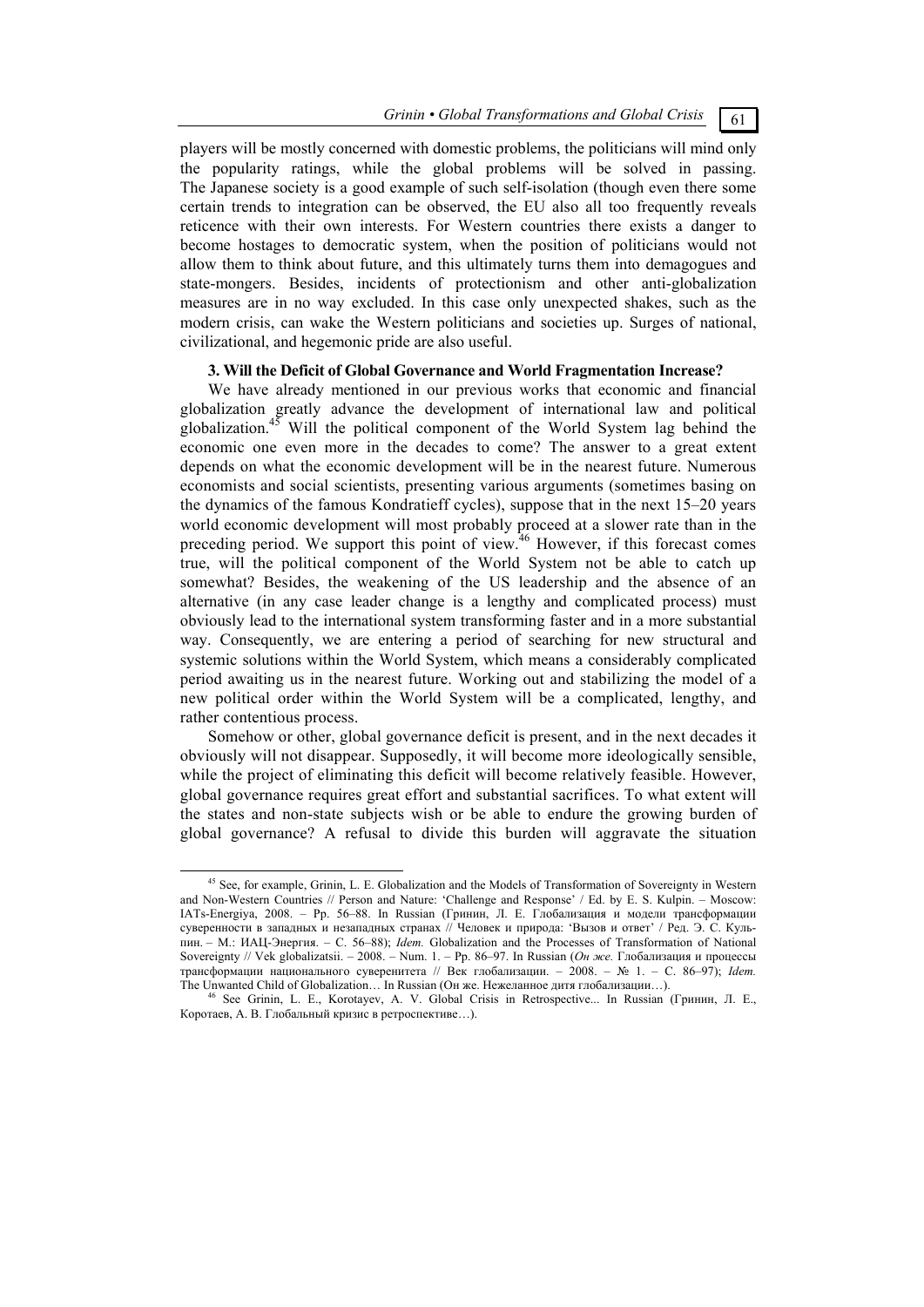players will be mostly concerned with domestic problems, the politicians will mind only the popularity ratings, while the global problems will be solved in passing. The Japanese society is a good example of such self-isolation (though even there some certain trends to integration can be observed, the EU also all too frequently reveals reticence with their own interests. For Western countries there exists a danger to become hostages to democratic system, when the position of politicians would not allow them to think about future, and this ultimately turns them into demagogues and state-mongers. Besides, incidents of protectionism and other anti-globalization measures are in no way excluded. In this case only unexpected shakes, such as the modern crisis, can wake the Western politicians and societies up. Surges of national, civilizational, and hegemonic pride are also useful.

### 3. Will the Deficit of Global Governance and World Fragmentation Increase?

We have already mentioned in our previous works that economic and financial globalization greatly advance the development of international law and political globalization.[45] Will the political component of the World System lag behind the economic one even more in the decades to come? The answer to a great extent depends on what the economic development will be in the nearest future. Numerous economists and social scientists, presenting various arguments (sometimes basing on the dynamics of the famous Kondratieff cycles), suppose that in the next 15–20 years world economic development will most probably proceed at a slower rate than in the preceding period. We support this point of view.[46] However, if this forecast comes true, will the political component of the World System not be able to catch up somewhat? Besides, the weakening of the US leadership and the absence of an alternative (in any case leader change is a lengthy and complicated process) must obviously lead to the international system transforming faster and in a more substantial way. Consequently, we are entering a period of searching for new structural and systemic solutions within the World System, which means a considerably complicated period awaiting us in the nearest future. Working out and stabilizing the model of a new political order within the World System will be a complicated, lengthy, and rather contentious process.

Somehow or other, global governance deficit is present, and in the next decades it obviously will not disappear. Supposedly, it will become more ideologically sensible, while the project of eliminating this deficit will become relatively feasible. However, global governance requires great effort and substantial sacrifices. To what extent will the states and non-state subjects wish or be able to endure the growing burden of global governance? A refusal to divide this burden will aggravate the situation

---

[45] See, for example, Grinin, L. E. Globalization and the Models of Transformation of Sovereignty in Western and Non-Western Countries // Person and Nature: 'Challenge and Response' / Ed. by E. S. Kulpin. – Moscow: IATs-Energiya, 2008. – Pp. 56–88. In Russian (Гринин, Л. Е. Глобализация и модели трансформации суверенности в западных и незападных странах // Человек и природа: 'Вызов и ответ' / Ред. Э. С. Кульпин. – М.: ИАЦ-Энергия. – С. 56–88); *Idem.* Globalization and the Processes of Transformation of National Sovereignty // Vek globalizatsii. – 2008. – Num. 1. – Pp. 86–97. In Russian (*Он же.* Глобализация и процессы трансформации национального суверенитета // Век глобализации. – 2008. – № 1. – С. 86–97); *Idem.* The Unwanted Child of Globalization… In Russian (Он же. Нежеланное дитя глобализации…).

[46] See Grinin, L. E., Korotayev, A. V. Global Crisis in Retrospective... In Russian (Гринин, Л. Е., Коротаев, А. В. Глобальный кризис в ретроспективе…).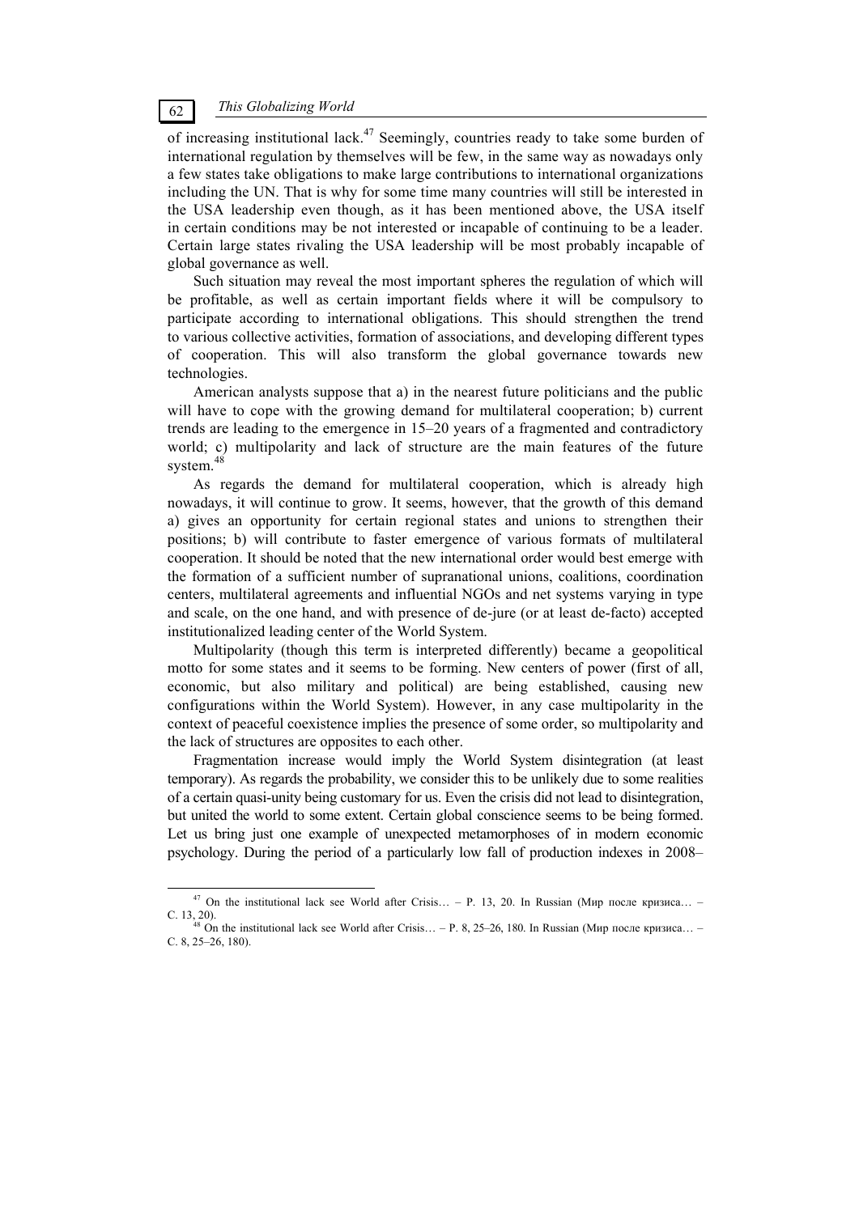of increasing institutional lack.[47] Seemingly, countries ready to take some burden of international regulation by themselves will be few, in the same way as nowadays only a few states take obligations to make large contributions to international organizations including the UN. That is why for some time many countries will still be interested in the USA leadership even though, as it has been mentioned above, the USA itself in certain conditions may be not interested or incapable of continuing to be a leader. Certain large states rivaling the USA leadership will be most probably incapable of global governance as well.

Such situation may reveal the most important spheres the regulation of which will be profitable, as well as certain important fields where it will be compulsory to participate according to international obligations. This should strengthen the trend to various collective activities, formation of associations, and developing different types of cooperation. This will also transform the global governance towards new technologies.

American analysts suppose that a) in the nearest future politicians and the public will have to cope with the growing demand for multilateral cooperation; b) current trends are leading to the emergence in 15–20 years of a fragmented and contradictory world; c) multipolarity and lack of structure are the main features of the future system.[48]

As regards the demand for multilateral cooperation, which is already high nowadays, it will continue to grow. It seems, however, that the growth of this demand a) gives an opportunity for certain regional states and unions to strengthen their positions; b) will contribute to faster emergence of various formats of multilateral cooperation. It should be noted that the new international order would best emerge with the formation of a sufficient number of supranational unions, coalitions, coordination centers, multilateral agreements and influential NGOs and net systems varying in type and scale, on the one hand, and with presence of de-jure (or at least de-facto) accepted institutionalized leading center of the World System.

Multipolarity (though this term is interpreted differently) became a geopolitical motto for some states and it seems to be forming. New centers of power (first of all, economic, but also military and political) are being established, causing new configurations within the World System). However, in any case multipolarity in the context of peaceful coexistence implies the presence of some order, so multipolarity and the lack of structures are opposites to each other.

Fragmentation increase would imply the World System disintegration (at least temporary). As regards the probability, we consider this to be unlikely due to some realities of a certain quasi-unity being customary for us. Even the crisis did not lead to disintegration, but united the world to some extent. Certain global conscience seems to be being formed. Let us bring just one example of unexpected metamorphoses of in modern economic psychology. During the period of a particularly low fall of production indexes in 2008–

---

[47] On the institutional lack see World after Crisis… – P. 13, 20. In Russian (Мир после кризиса… – С. 13, 20).

[48] On the institutional lack see World after Crisis… – P. 8, 25–26, 180. In Russian (Мир после кризиса… – С. 8, 25–26, 180).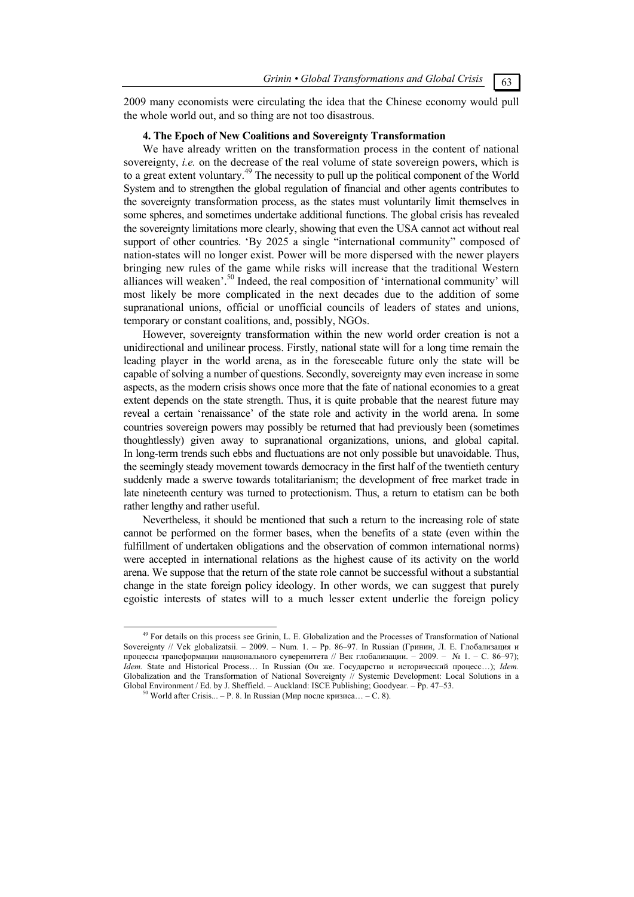2009 many economists were circulating the idea that the Chinese economy would pull the whole world out, and so thing are not too disastrous.

#### 4. The Epoch of New Coalitions and Sovereignty Transformation

We have already written on the transformation process in the content of national sovereignty, *i.e.* on the decrease of the real volume of state sovereign powers, which is to a great extent voluntary.[49] The necessity to pull up the political component of the World System and to strengthen the global regulation of financial and other agents contributes to the sovereignty transformation process, as the states must voluntarily limit themselves in some spheres, and sometimes undertake additional functions. The global crisis has revealed the sovereignty limitations more clearly, showing that even the USA cannot act without real support of other countries. 'By 2025 a single "international community" composed of nation-states will no longer exist. Power will be more dispersed with the newer players bringing new rules of the game while risks will increase that the traditional Western alliances will weaken'.[50] Indeed, the real composition of 'international community' will most likely be more complicated in the next decades due to the addition of some supranational unions, official or unofficial councils of leaders of states and unions, temporary or constant coalitions, and, possibly, NGOs.

However, sovereignty transformation within the new world order creation is not a unidirectional and unilinear process. Firstly, national state will for a long time remain the leading player in the world arena, as in the foreseeable future only the state will be capable of solving a number of questions. Secondly, sovereignty may even increase in some aspects, as the modern crisis shows once more that the fate of national economies to a great extent depends on the state strength. Thus, it is quite probable that the nearest future may reveal a certain 'renaissance' of the state role and activity in the world arena. In some countries sovereign powers may possibly be returned that had previously been (sometimes thoughtlessly) given away to supranational organizations, unions, and global capital. In long-term trends such ebbs and fluctuations are not only possible but unavoidable. Thus, the seemingly steady movement towards democracy in the first half of the twentieth century suddenly made a swerve towards totalitarianism; the development of free market trade in late nineteenth century was turned to protectionism. Thus, a return to etatism can be both rather lengthy and rather useful.

Nevertheless, it should be mentioned that such a return to the increasing role of state cannot be performed on the former bases, when the benefits of a state (even within the fulfillment of undertaken obligations and the observation of common international norms) were accepted in international relations as the highest cause of its activity on the world arena. We suppose that the return of the state role cannot be successful without a substantial change in the state foreign policy ideology. In other words, we can suggest that purely egoistic interests of states will to a much lesser extent underlie the foreign policy

---

[49] For details on this process see Grinin, L. E. Globalization and the Processes of Transformation of National Sovereignty // Vek globalizatsii. – 2009. – Num. 1. – Pp. 86–97. In Russian (Гринин, Л. Е. Глобализация и процессы трансформации национального суверенитета // Век глобализации. – 2009. – № 1. – С. 86–97); *Idem.* State and Historical Process… In Russian (Он же. Государство и исторический процесс…); *Idem.* Globalization and the Transformation of National Sovereignty // Systemic Development: Local Solutions in a Global Environment / Ed. by J. Sheffield. – Auckland: ISCE Publishing; Goodyear. – Pp. 47–53.

[50] World after Crisis... – P. 8. In Russian (Мир после кризиса… – С. 8).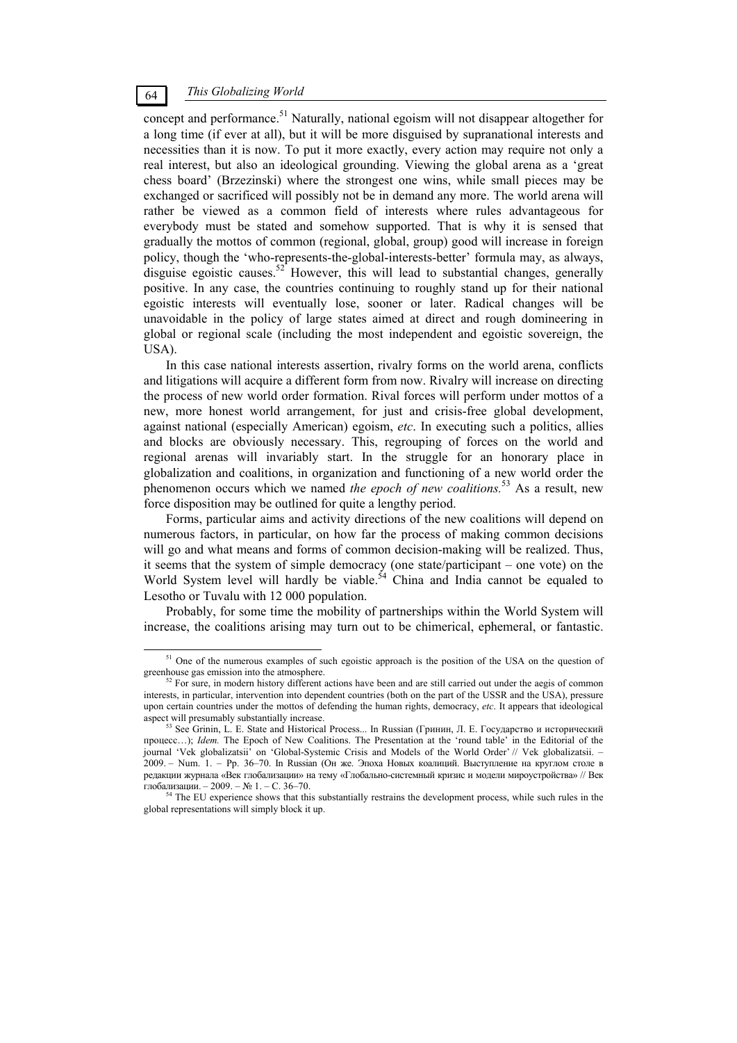concept and performance.[51] Naturally, national egoism will not disappear altogether for a long time (if ever at all), but it will be more disguised by supranational interests and necessities than it is now. To put it more exactly, every action may require not only a real interest, but also an ideological grounding. Viewing the global arena as a 'great chess board' (Brzezinski) where the strongest one wins, while small pieces may be exchanged or sacrificed will possibly not be in demand any more. The world arena will rather be viewed as a common field of interests where rules advantageous for everybody must be stated and somehow supported. That is why it is sensed that gradually the mottos of common (regional, global, group) good will increase in foreign policy, though the 'who-represents-the-global-interests-better' formula may, as always, disguise egoistic causes.[52] However, this will lead to substantial changes, generally positive. In any case, the countries continuing to roughly stand up for their national egoistic interests will eventually lose, sooner or later. Radical changes will be unavoidable in the policy of large states aimed at direct and rough domineering in global or regional scale (including the most independent and egoistic sovereign, the USA).

In this case national interests assertion, rivalry forms on the world arena, conflicts and litigations will acquire a different form from now. Rivalry will increase on directing the process of new world order formation. Rival forces will perform under mottos of a new, more honest world arrangement, for just and crisis-free global development, against national (especially American) egoism, *etc*. In executing such a politics, allies and blocks are obviously necessary. This, regrouping of forces on the world and regional arenas will invariably start. In the struggle for an honorary place in globalization and coalitions, in organization and functioning of a new world order the phenomenon occurs which we named *the epoch of new coalitions.*[53] As a result, new force disposition may be outlined for quite a lengthy period.

Forms, particular aims and activity directions of the new coalitions will depend on numerous factors, in particular, on how far the process of making common decisions will go and what means and forms of common decision-making will be realized. Thus, it seems that the system of simple democracy (one state/participant – one vote) on the World System level will hardly be viable.[54] China and India cannot be equaled to Lesotho or Tuvalu with 12 000 population.

Probably, for some time the mobility of partnerships within the World System will increase, the coalitions arising may turn out to be chimerical, ephemeral, or fantastic.

---

[51] One of the numerous examples of such egoistic approach is the position of the USA on the question of greenhouse gas emission into the atmosphere.

[52] For sure, in modern history different actions have been and are still carried out under the aegis of common interests, in particular, intervention into dependent countries (both on the part of the USSR and the USA), pressure upon certain countries under the mottos of defending the human rights, democracy, *etc*. It appears that ideological aspect will presumably substantially increase.

[53] See Grinin, L. E. State and Historical Process... In Russian (Гринин, Л. Е. Государство и исторический процесс…); *Idem.* The Epoch of New Coalitions. The Presentation at the 'round table' in the Editorial of the journal 'Vek globalizatsii' on 'Global-Systemic Crisis and Models of the World Order' // Vek globalizatsii. – 2009. – Num. 1. – Pp. 36–70. In Russian (Он же. Эпоха Новых коалиций. Выступление на круглом столе в редакции журнала «Век глобализации» на тему «Глобально-системный кризис и модели мироустройства» // Век глобализации. – 2009. – № 1. – С. 36–70.

[54] The EU experience shows that this substantially restrains the development process, while such rules in the global representations will simply block it up.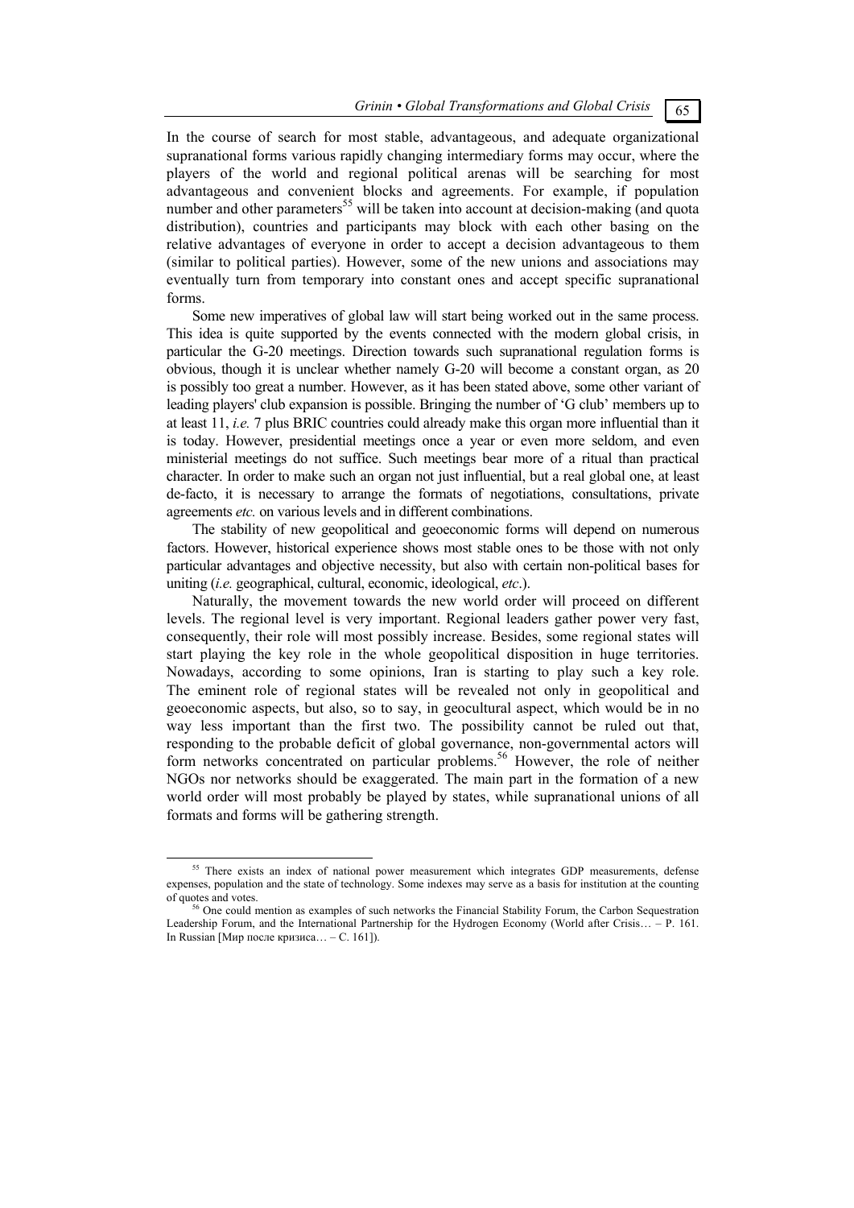In the course of search for most stable, advantageous, and adequate organizational supranational forms various rapidly changing intermediary forms may occur, where the players of the world and regional political arenas will be searching for most advantageous and convenient blocks and agreements. For example, if population number and other parameters[55] will be taken into account at decision-making (and quota distribution), countries and participants may block with each other basing on the relative advantages of everyone in order to accept a decision advantageous to them (similar to political parties). However, some of the new unions and associations may eventually turn from temporary into constant ones and accept specific supranational forms.

Some new imperatives of global law will start being worked out in the same process. This idea is quite supported by the events connected with the modern global crisis, in particular the G-20 meetings. Direction towards such supranational regulation forms is obvious, though it is unclear whether namely G-20 will become a constant organ, as 20 is possibly too great a number. However, as it has been stated above, some other variant of leading players' club expansion is possible. Bringing the number of 'G club' members up to at least 11, *i.e.* 7 plus BRIC countries could already make this organ more influential than it is today. However, presidential meetings once a year or even more seldom, and even ministerial meetings do not suffice. Such meetings bear more of a ritual than practical character. In order to make such an organ not just influential, but a real global one, at least de-facto, it is necessary to arrange the formats of negotiations, consultations, private agreements *etc.* on various levels and in different combinations.

The stability of new geopolitical and geoeconomic forms will depend on numerous factors. However, historical experience shows most stable ones to be those with not only particular advantages and objective necessity, but also with certain non-political bases for uniting (*i.e.* geographical, cultural, economic, ideological, *etc*.).

Naturally, the movement towards the new world order will proceed on different levels. The regional level is very important. Regional leaders gather power very fast, consequently, their role will most possibly increase. Besides, some regional states will start playing the key role in the whole geopolitical disposition in huge territories. Nowadays, according to some opinions, Iran is starting to play such a key role. The eminent role of regional states will be revealed not only in geopolitical and geoeconomic aspects, but also, so to say, in geocultural aspect, which would be in no way less important than the first two. The possibility cannot be ruled out that, responding to the probable deficit of global governance, non-governmental actors will form networks concentrated on particular problems.[56] However, the role of neither NGOs nor networks should be exaggerated. The main part in the formation of a new world order will most probably be played by states, while supranational unions of all formats and forms will be gathering strength.

---

[55] There exists an index of national power measurement which integrates GDP measurements, defense expenses, population and the state of technology. Some indexes may serve as a basis for institution at the counting of quotes and votes.

[56] One could mention as examples of such networks the Financial Stability Forum, the Carbon Sequestration Leadership Forum, and the International Partnership for the Hydrogen Economy (World after Crisis… – P. 161. In Russian [Мир после кризиса… – С. 161]).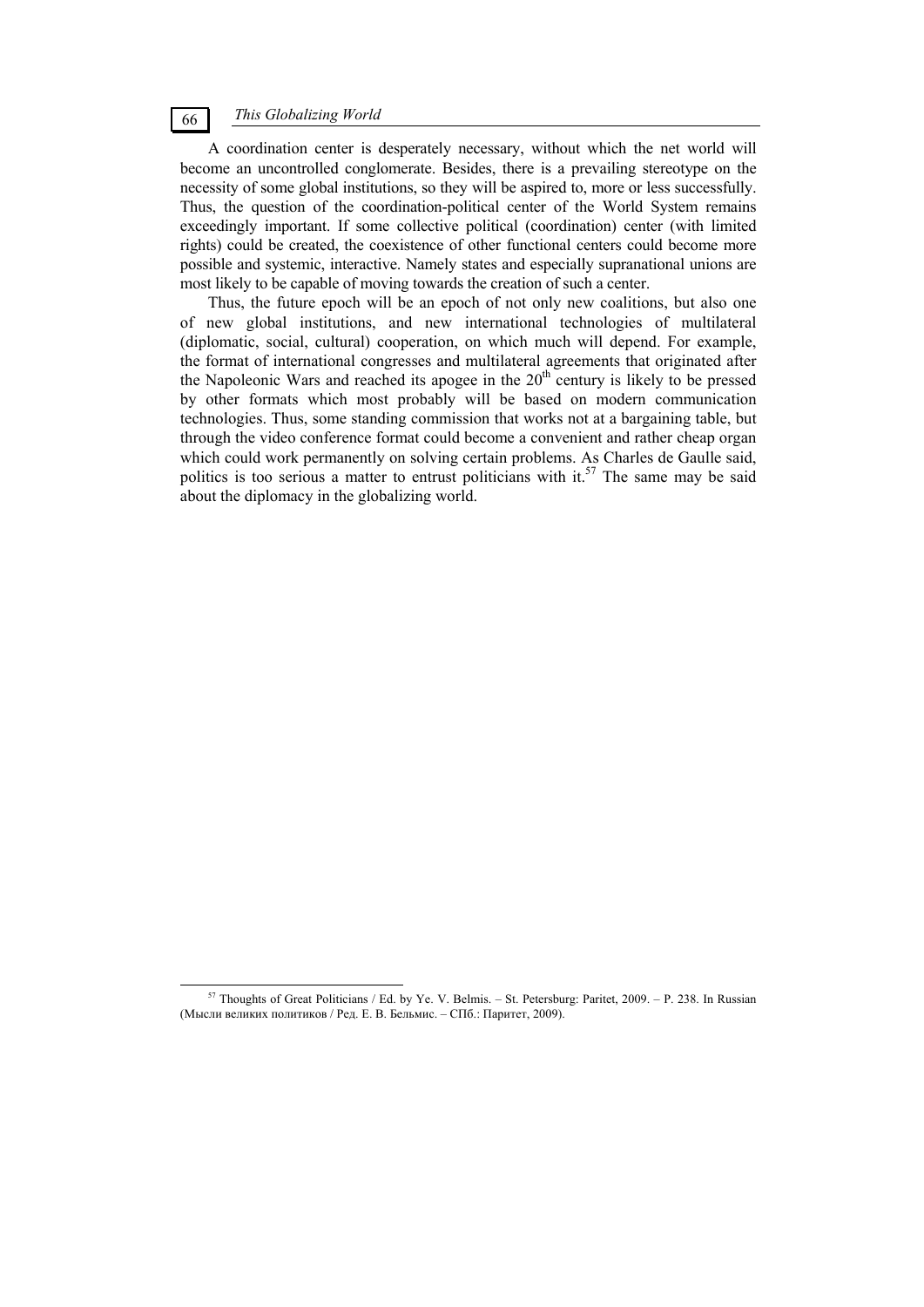A coordination center is desperately necessary, without which the net world will become an uncontrolled conglomerate. Besides, there is a prevailing stereotype on the necessity of some global institutions, so they will be aspired to, more or less successfully. Thus, the question of the coordination-political center of the World System remains exceedingly important. If some collective political (coordination) center (with limited rights) could be created, the coexistence of other functional centers could become more possible and systemic, interactive. Namely states and especially supranational unions are most likely to be capable of moving towards the creation of such a center.

Thus, the future epoch will be an epoch of not only new coalitions, but also one of new global institutions, and new international technologies of multilateral (diplomatic, social, cultural) cooperation, on which much will depend. For example, the format of international congresses and multilateral agreements that originated after the Napoleonic Wars and reached its apogee in the 20th century is likely to be pressed by other formats which most probably will be based on modern communication technologies. Thus, some standing commission that works not at a bargaining table, but through the video conference format could become a convenient and rather cheap organ which could work permanently on solving certain problems. As Charles de Gaulle said, politics is too serious a matter to entrust politicians with it.[57] The same may be said about the diplomacy in the globalizing world.

---

[57] Thoughts of Great Politicians / Ed. by Ye. V. Belmis. – St. Petersburg: Paritet, 2009. – P. 238. In Russian (Мысли великих политиков / Ред. Е. В. Бельмис. – СПб.: Паритет, 2009).